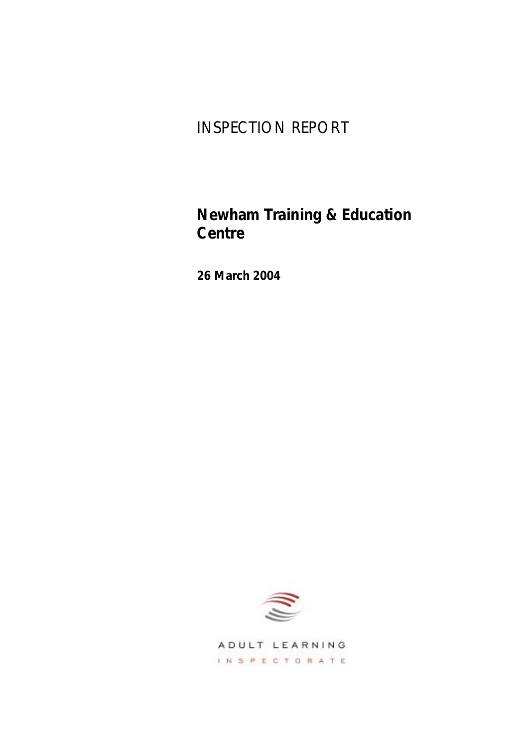INSPECTION REPORT

# Newham Training & Education Centre

**26 March 2004**

ADULT LEARNING

INSPECTORATE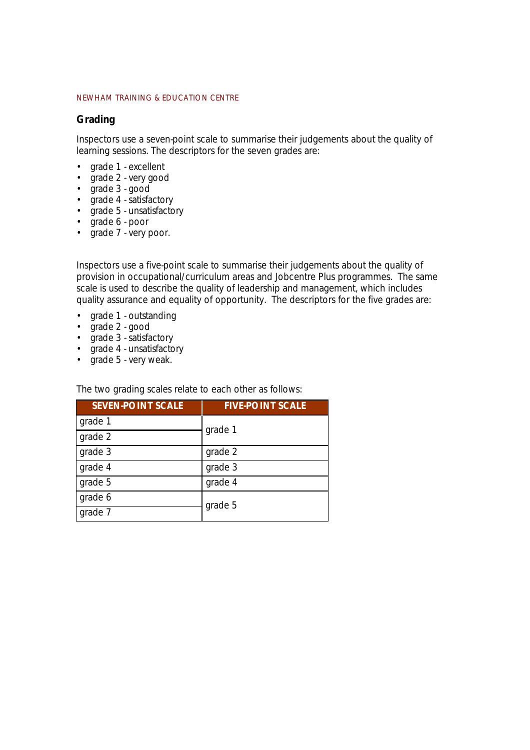## Grading

Inspectors use a seven-point scale to summarise their judgements about the quality of learning sessions. The descriptors for the seven grades are:

- grade 1 - excellent
- grade 2 - very good
- grade 3 - good
- grade 4 - satisfactory
- grade 5 - unsatisfactory
- grade 6 - poor
- grade 7 - very poor.

Inspectors use a five-point scale to summarise their judgements about the quality of provision in occupational/curriculum areas and Jobcentre Plus programmes. The same scale is used to describe the quality of leadership and management, which includes quality assurance and equality of opportunity. The descriptors for the five grades are:

- grade 1 - outstanding
- grade 2 - good
- grade 3 - satisfactory
- grade 4 - unsatisfactory
- grade 5 - very weak.

The two grading scales relate to each other as follows:

| SEVEN-POINT SCALE | FIVE-POINT SCALE |
|---|---|
| grade 1 | grade 1 |
| grade 2 | |
| grade 3 | grade 2 |
| grade 4 | grade 3 |
| grade 5 | grade 4 |
| grade 6 | grade 5 |
| grade 7 | |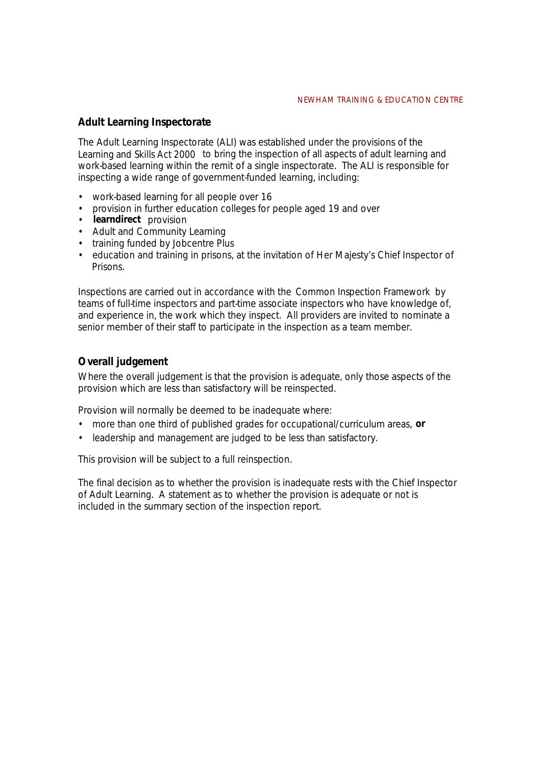## Adult Learning Inspectorate

The Adult Learning Inspectorate (ALI) was established under the provisions of the *Learning and Skills Act 2000* to bring the inspection of all aspects of adult learning and work-based learning within the remit of a single inspectorate. The ALI is responsible for inspecting a wide range of government-funded learning, including:

- work-based learning for all people over 16
- provision in further education colleges for people aged 19 and over
- **learndirect** provision
- Adult and Community Learning
- training funded by Jobcentre Plus
- education and training in prisons, at the invitation of Her Majesty's Chief Inspector of Prisons.

Inspections are carried out in accordance with the *Common Inspection Framework* by teams of full-time inspectors and part-time associate inspectors who have knowledge of, and experience in, the work which they inspect. All providers are invited to nominate a senior member of their staff to participate in the inspection as a team member.

## Overall judgement

Where the overall judgement is that the provision is adequate, only those aspects of the provision which are less than satisfactory will be reinspected.

Provision will normally be deemed to be inadequate where:

- more than one third of published grades for occupational/curriculum areas, **or**
- leadership and management are judged to be less than satisfactory.

This provision will be subject to a full reinspection.

The final decision as to whether the provision is inadequate rests with the Chief Inspector of Adult Learning. A statement as to whether the provision is adequate or not is included in the summary section of the inspection report.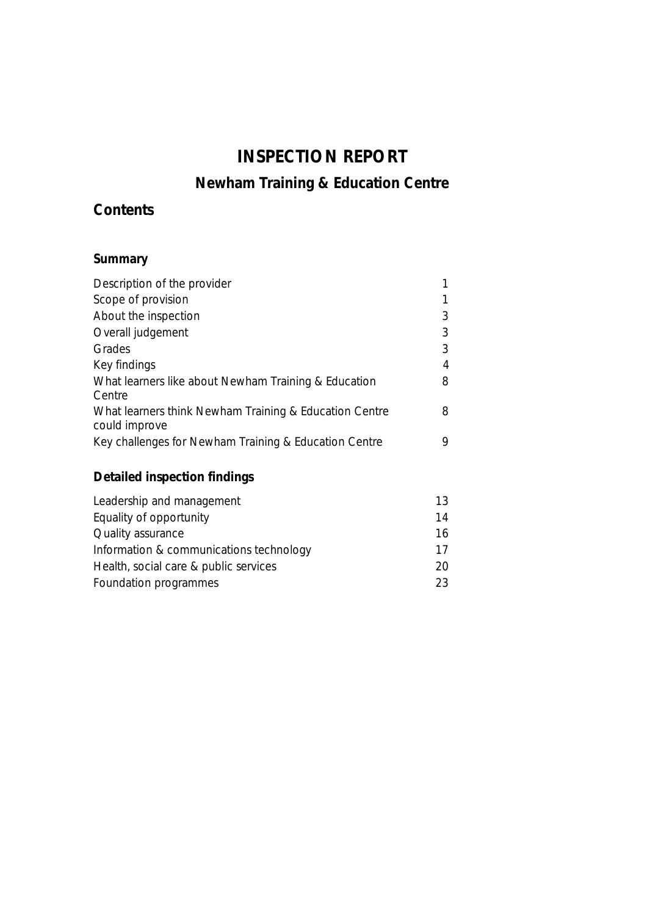# INSPECTION REPORT

## Newham Training & Education Centre

## Contents

### Summary

| | |
|---|---|
| Description of the provider | 1 |
| Scope of provision | 1 |
| About the inspection | 3 |
| Overall judgement | 3 |
| Grades | 3 |
| Key findings | 4 |
| What learners like about Newham Training & Education Centre | 8 |
| What learners think Newham Training & Education Centre could improve | 8 |
| Key challenges for Newham Training & Education Centre | 9 |

### Detailed inspection findings

| | |
|---|---|
| Leadership and management | 13 |
| Equality of opportunity | 14 |
| Quality assurance | 16 |
| Information & communications technology | 17 |
| Health, social care & public services | 20 |
| Foundation programmes | 23 |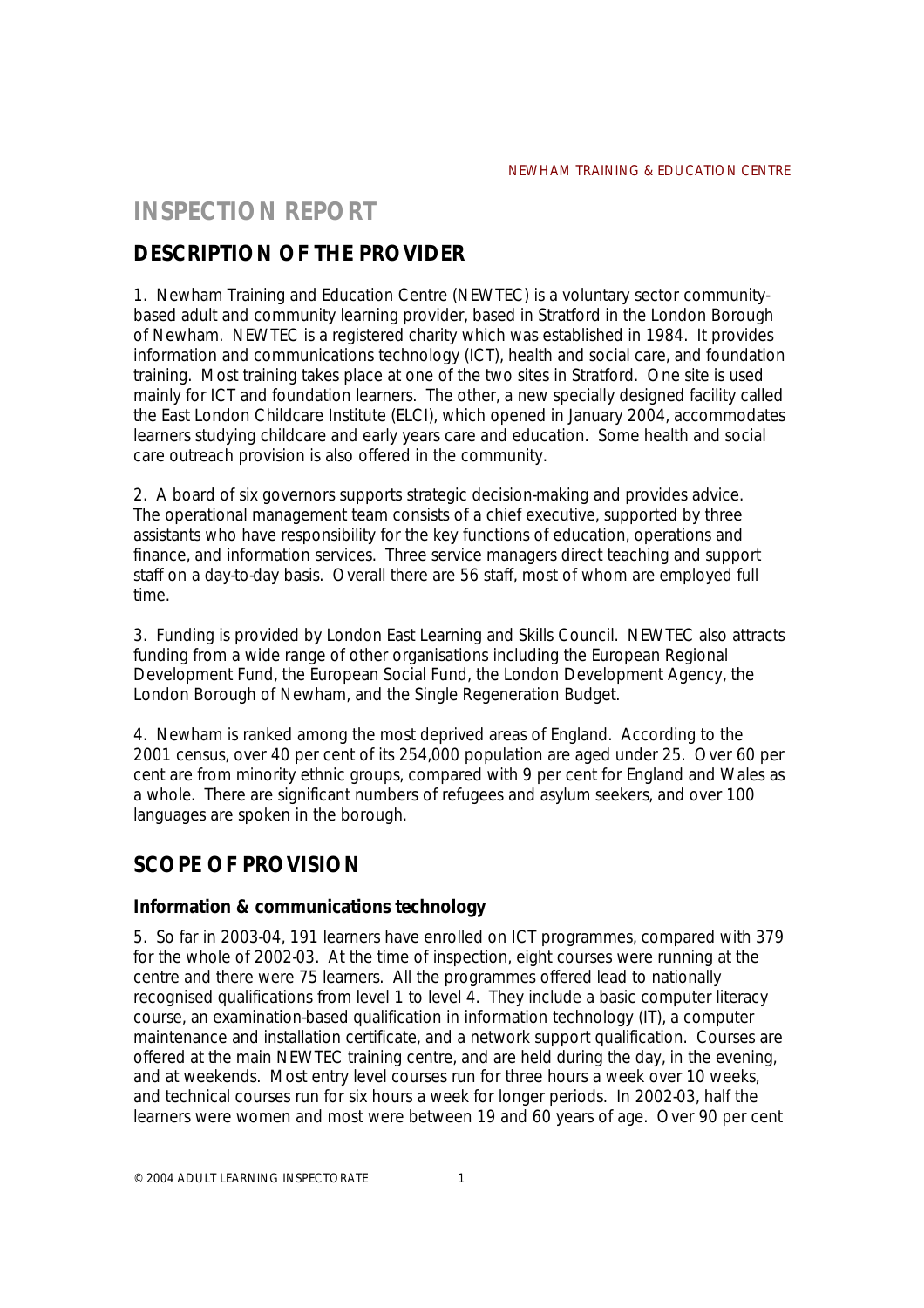# INSPECTION REPORT

## DESCRIPTION OF THE PROVIDER

1. Newham Training and Education Centre (NEWTEC) is a voluntary sector community-based adult and community learning provider, based in Stratford in the London Borough of Newham. NEWTEC is a registered charity which was established in 1984. It provides information and communications technology (ICT), health and social care, and foundation training. Most training takes place at one of the two sites in Stratford. One site is used mainly for ICT and foundation learners. The other, a new specially designed facility called the East London Childcare Institute (ELCI), which opened in January 2004, accommodates learners studying childcare and early years care and education. Some health and social care outreach provision is also offered in the community.

2. A board of six governors supports strategic decision-making and provides advice. The operational management team consists of a chief executive, supported by three assistants who have responsibility for the key functions of education, operations and finance, and information services. Three service managers direct teaching and support staff on a day-to-day basis. Overall there are 56 staff, most of whom are employed full time.

3. Funding is provided by London East Learning and Skills Council. NEWTEC also attracts funding from a wide range of other organisations including the European Regional Development Fund, the European Social Fund, the London Development Agency, the London Borough of Newham, and the Single Regeneration Budget.

4. Newham is ranked among the most deprived areas of England. According to the 2001 census, over 40 per cent of its 254,000 population are aged under 25. Over 60 per cent are from minority ethnic groups, compared with 9 per cent for England and Wales as a whole. There are significant numbers of refugees and asylum seekers, and over 100 languages are spoken in the borough.

## SCOPE OF PROVISION

### Information & communications technology

5. So far in 2003-04, 191 learners have enrolled on ICT programmes, compared with 379 for the whole of 2002-03. At the time of inspection, eight courses were running at the centre and there were 75 learners. All the programmes offered lead to nationally recognised qualifications from level 1 to level 4. They include a basic computer literacy course, an examination-based qualification in information technology (IT), a computer maintenance and installation certificate, and a network support qualification. Courses are offered at the main NEWTEC training centre, and are held during the day, in the evening, and at weekends. Most entry level courses run for three hours a week over 10 weeks, and technical courses run for six hours a week for longer periods. In 2002-03, half the learners were women and most were between 19 and 60 years of age. Over 90 per cent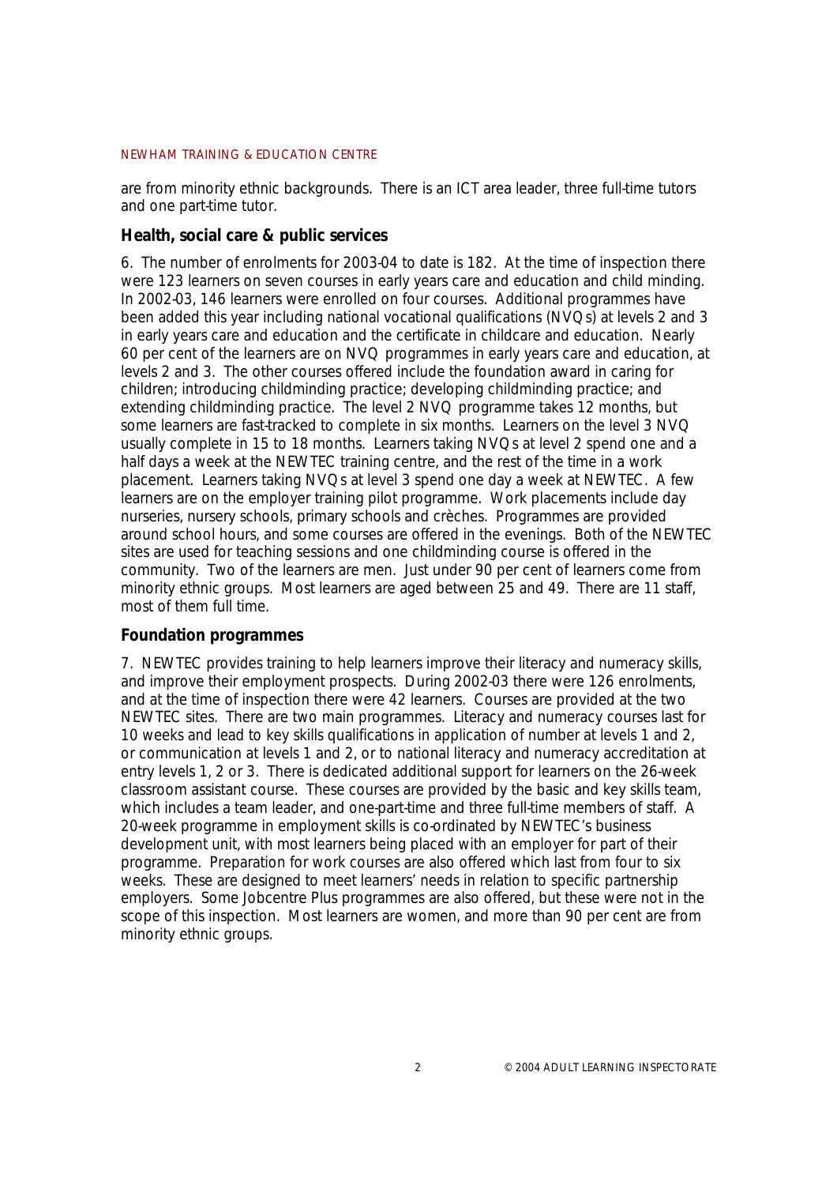are from minority ethnic backgrounds. There is an ICT area leader, three full-time tutors and one part-time tutor.

### Health, social care & public services

6. The number of enrolments for 2003-04 to date is 182. At the time of inspection there were 123 learners on seven courses in early years care and education and child minding. In 2002-03, 146 learners were enrolled on four courses. Additional programmes have been added this year including national vocational qualifications (NVQs) at levels 2 and 3 in early years care and education and the certificate in childcare and education. Nearly 60 per cent of the learners are on NVQ programmes in early years care and education, at levels 2 and 3. The other courses offered include the foundation award in caring for children; introducing childminding practice; developing childminding practice; and extending childminding practice. The level 2 NVQ programme takes 12 months, but some learners are fast-tracked to complete in six months. Learners on the level 3 NVQ usually complete in 15 to 18 months. Learners taking NVQs at level 2 spend one and a half days a week at the NEWTEC training centre, and the rest of the time in a work placement. Learners taking NVQs at level 3 spend one day a week at NEWTEC. A few learners are on the employer training pilot programme. Work placements include day nurseries, nursery schools, primary schools and crèches. Programmes are provided around school hours, and some courses are offered in the evenings. Both of the NEWTEC sites are used for teaching sessions and one childminding course is offered in the community. Two of the learners are men. Just under 90 per cent of learners come from minority ethnic groups. Most learners are aged between 25 and 49. There are 11 staff, most of them full time.

### Foundation programmes

7. NEWTEC provides training to help learners improve their literacy and numeracy skills, and improve their employment prospects. During 2002-03 there were 126 enrolments, and at the time of inspection there were 42 learners. Courses are provided at the two NEWTEC sites. There are two main programmes. Literacy and numeracy courses last for 10 weeks and lead to key skills qualifications in application of number at levels 1 and 2, or communication at levels 1 and 2, or to national literacy and numeracy accreditation at entry levels 1, 2 or 3. There is dedicated additional support for learners on the 26-week classroom assistant course. These courses are provided by the basic and key skills team, which includes a team leader, and one-part-time and three full-time members of staff. A 20-week programme in employment skills is co-ordinated by NEWTEC's business development unit, with most learners being placed with an employer for part of their programme. Preparation for work courses are also offered which last from four to six weeks. These are designed to meet learners' needs in relation to specific partnership employers. Some Jobcentre Plus programmes are also offered, but these were not in the scope of this inspection. Most learners are women, and more than 90 per cent are from minority ethnic groups.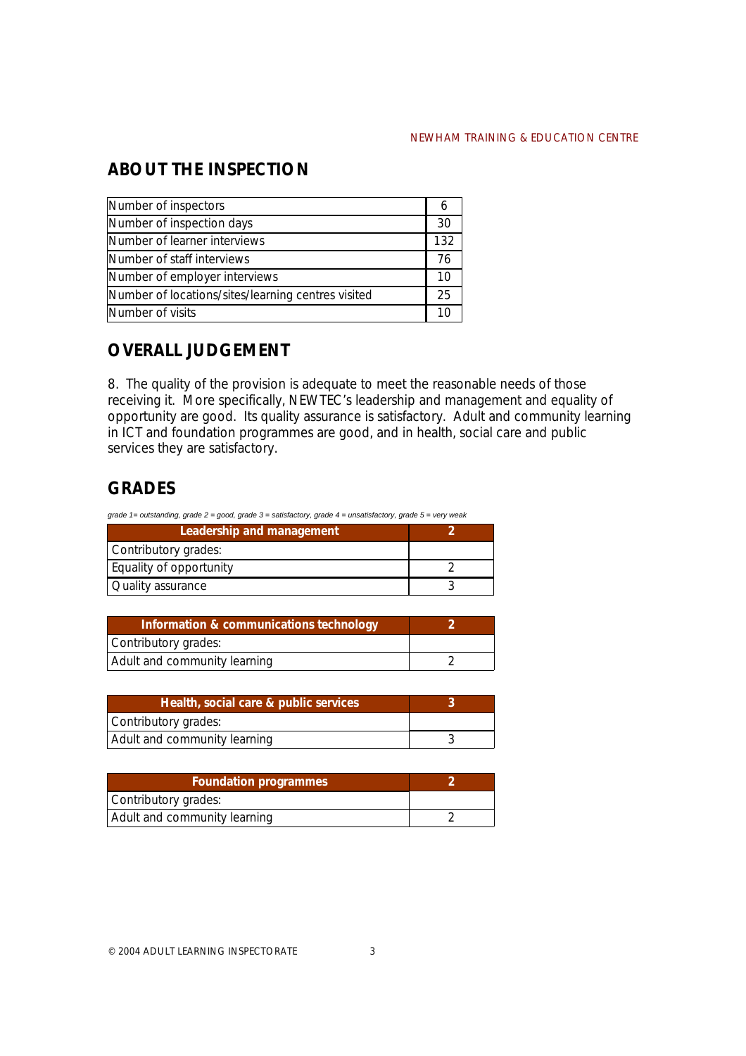## ABOUT THE INSPECTION

| | |
|---|---|
| Number of inspectors | 6 |
| Number of inspection days | 30 |
| Number of learner interviews | 132 |
| Number of staff interviews | 76 |
| Number of employer interviews | 10 |
| Number of locations/sites/learning centres visited | 25 |
| Number of visits | 10 |

## OVERALL JUDGEMENT

8. The quality of the provision is adequate to meet the reasonable needs of those receiving it. More specifically, NEWTEC's leadership and management and equality of opportunity are good. Its quality assurance is satisfactory. Adult and community learning in ICT and foundation programmes are good, and in health, social care and public services they are satisfactory.

## GRADES

*grade 1= outstanding, grade 2 = good, grade 3 = satisfactory, grade 4 = unsatisfactory, grade 5 = very weak*

| Leadership and management | 2 |
|---|---|
| Contributory grades: | |
| Equality of opportunity | 2 |
| Quality assurance | 3 |

| Information & communications technology | 2 |
|---|---|
| Contributory grades: | |
| Adult and community learning | 2 |

| Health, social care & public services | 3 |
|---|---|
| Contributory grades: | |
| Adult and community learning | 3 |

| Foundation programmes | 2 |
|---|---|
| Contributory grades: | |
| Adult and community learning | 2 |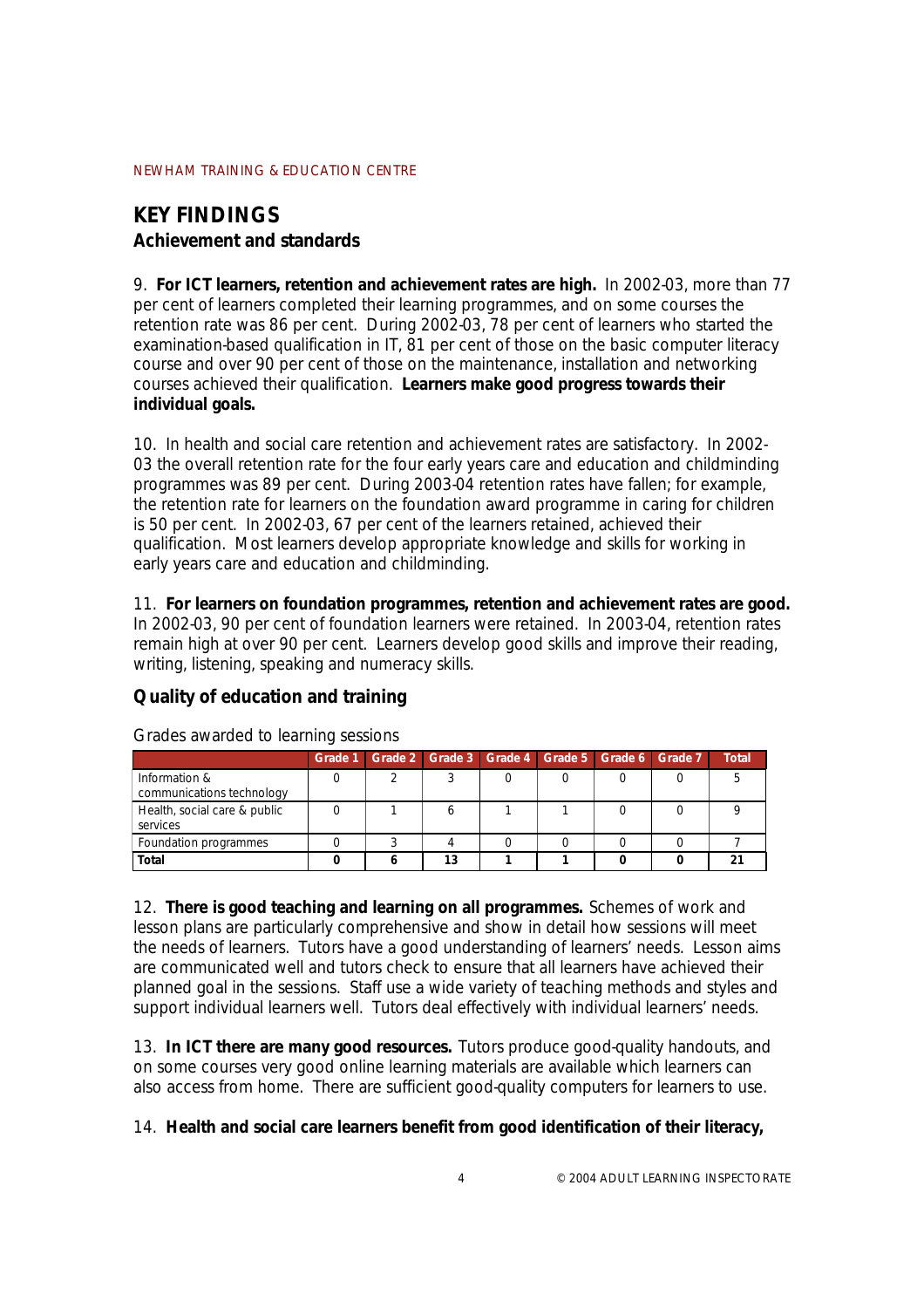## KEY FINDINGS

### Achievement and standards

9. **For ICT learners, retention and achievement rates are high.** In 2002-03, more than 77 per cent of learners completed their learning programmes, and on some courses the retention rate was 86 per cent. During 2002-03, 78 per cent of learners who started the examination-based qualification in IT, 81 per cent of those on the basic computer literacy course and over 90 per cent of those on the maintenance, installation and networking courses achieved their qualification. **Learners make good progress towards their individual goals.**

10. In health and social care retention and achievement rates are satisfactory. In 2002-03 the overall retention rate for the four early years care and education and childminding programmes was 89 per cent. During 2003-04 retention rates have fallen; for example, the retention rate for learners on the foundation award programme in caring for children is 50 per cent. In 2002-03, 67 per cent of the learners retained, achieved their qualification. Most learners develop appropriate knowledge and skills for working in early years care and education and childminding.

11. **For learners on foundation programmes, retention and achievement rates are good.** In 2002-03, 90 per cent of foundation learners were retained. In 2003-04, retention rates remain high at over 90 per cent. Learners develop good skills and improve their reading, writing, listening, speaking and numeracy skills.

### Quality of education and training

Grades awarded to learning sessions

| | Grade 1 | Grade 2 | Grade 3 | Grade 4 | Grade 5 | Grade 6 | Grade 7 | Total |
|---|---|---|---|---|---|---|---|---|
| Information & communications technology | 0 | 2 | 3 | 0 | 0 | 0 | 0 | 5 |
| Health, social care & public services | 0 | 1 | 6 | 1 | 1 | 0 | 0 | 9 |
| Foundation programmes | 0 | 3 | 4 | 0 | 0 | 0 | 0 | 7 |
| **Total** | **0** | **6** | **13** | **1** | **1** | **0** | **0** | **21** |

12. **There is good teaching and learning on all programmes.** Schemes of work and lesson plans are particularly comprehensive and show in detail how sessions will meet the needs of learners. Tutors have a good understanding of learners' needs. Lesson aims are communicated well and tutors check to ensure that all learners have achieved their planned goal in the sessions. Staff use a wide variety of teaching methods and styles and support individual learners well. Tutors deal effectively with individual learners' needs.

13. **In ICT there are many good resources.** Tutors produce good-quality handouts, and on some courses very good online learning materials are available which learners can also access from home. There are sufficient good-quality computers for learners to use.

14. **Health and social care learners benefit from good identification of their literacy,**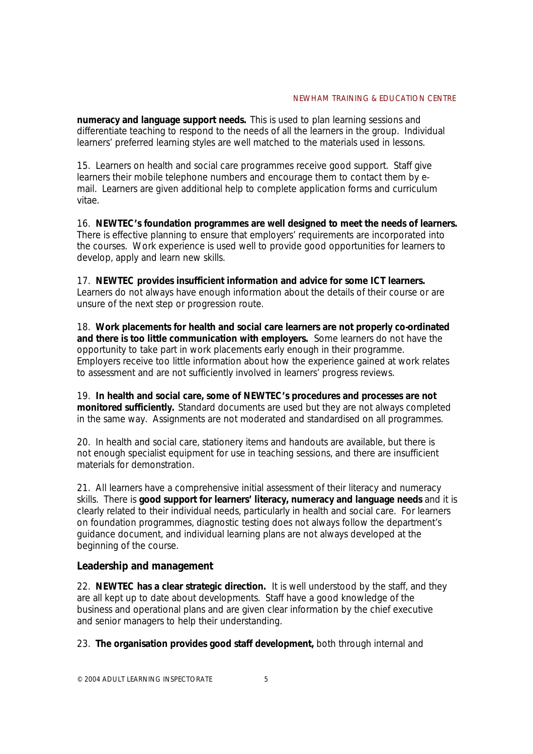**numeracy and language support needs.** This is used to plan learning sessions and differentiate teaching to respond to the needs of all the learners in the group. Individual learners' preferred learning styles are well matched to the materials used in lessons.

15. Learners on health and social care programmes receive good support. Staff give learners their mobile telephone numbers and encourage them to contact them by e-mail. Learners are given additional help to complete application forms and curriculum vitae.

16. **NEWTEC's foundation programmes are well designed to meet the needs of learners.** There is effective planning to ensure that employers' requirements are incorporated into the courses. Work experience is used well to provide good opportunities for learners to develop, apply and learn new skills.

17. **NEWTEC provides insufficient information and advice for some ICT learners.** Learners do not always have enough information about the details of their course or are unsure of the next step or progression route.

18. **Work placements for health and social care learners are not properly co-ordinated and there is too little communication with employers.** Some learners do not have the opportunity to take part in work placements early enough in their programme. Employers receive too little information about how the experience gained at work relates to assessment and are not sufficiently involved in learners' progress reviews.

19. **In health and social care, some of NEWTEC's procedures and processes are not monitored sufficiently.** Standard documents are used but they are not always completed in the same way. Assignments are not moderated and standardised on all programmes.

20. In health and social care, stationery items and handouts are available, but there is not enough specialist equipment for use in teaching sessions, and there are insufficient materials for demonstration.

21. All learners have a comprehensive initial assessment of their literacy and numeracy skills. There is **good support for learners' literacy, numeracy and language needs** and it is clearly related to their individual needs, particularly in health and social care. For learners on foundation programmes, diagnostic testing does not always follow the department's guidance document, and individual learning plans are not always developed at the beginning of the course.

### Leadership and management

22. **NEWTEC has a clear strategic direction.** It is well understood by the staff, and they are all kept up to date about developments. Staff have a good knowledge of the business and operational plans and are given clear information by the chief executive and senior managers to help their understanding.

23. **The organisation provides good staff development,** both through internal and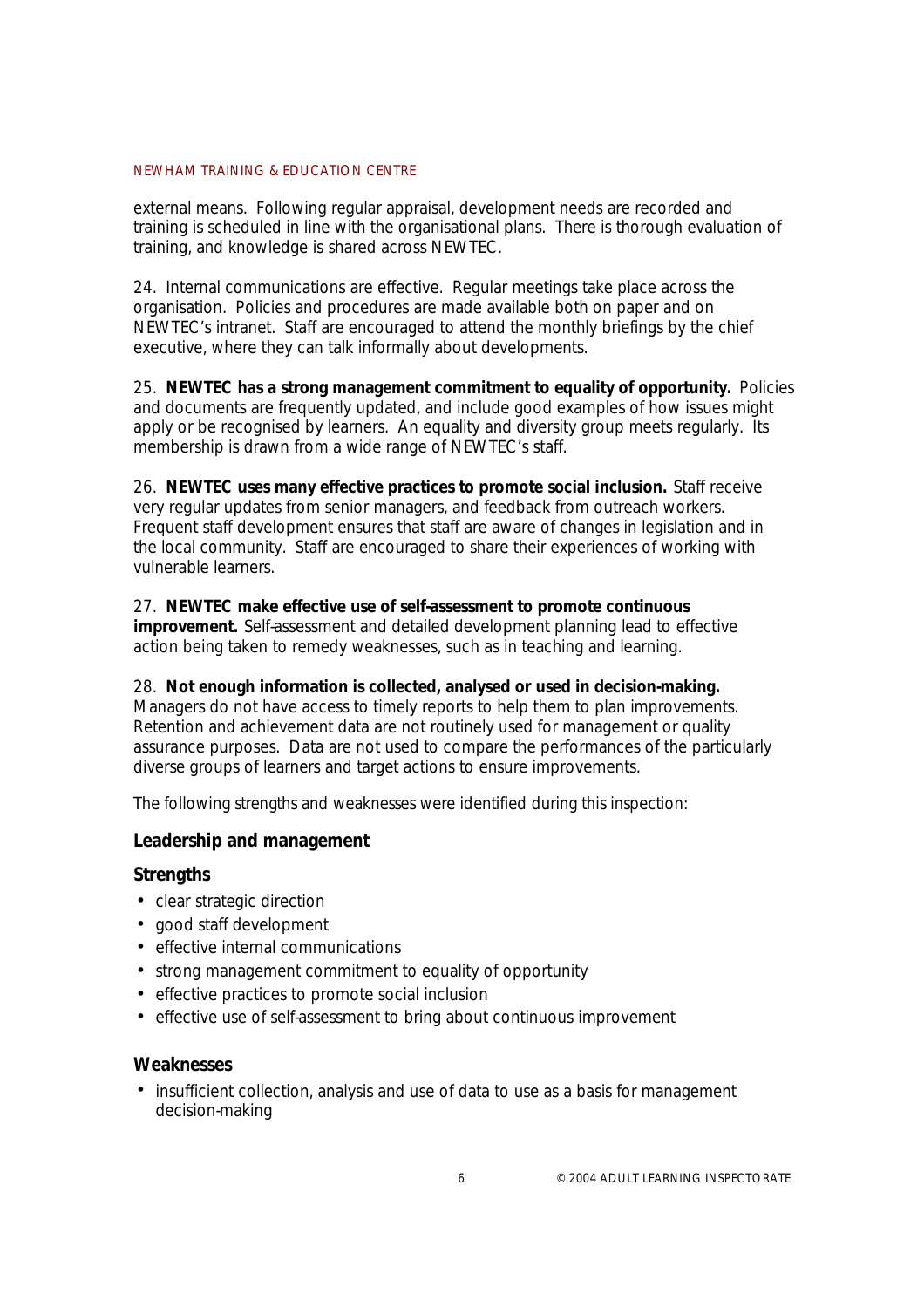external means. Following regular appraisal, development needs are recorded and training is scheduled in line with the organisational plans. There is thorough evaluation of training, and knowledge is shared across NEWTEC.

24. Internal communications are effective. Regular meetings take place across the organisation. Policies and procedures are made available both on paper and on NEWTEC's intranet. Staff are encouraged to attend the monthly briefings by the chief executive, where they can talk informally about developments.

25. **NEWTEC has a strong management commitment to equality of opportunity.** Policies and documents are frequently updated, and include good examples of how issues might apply or be recognised by learners. An equality and diversity group meets regularly. Its membership is drawn from a wide range of NEWTEC's staff.

26. **NEWTEC uses many effective practices to promote social inclusion.** Staff receive very regular updates from senior managers, and feedback from outreach workers. Frequent staff development ensures that staff are aware of changes in legislation and in the local community. Staff are encouraged to share their experiences of working with vulnerable learners.

27. **NEWTEC make effective use of self-assessment to promote continuous improvement.** Self-assessment and detailed development planning lead to effective action being taken to remedy weaknesses, such as in teaching and learning.

28. **Not enough information is collected, analysed or used in decision-making.** Managers do not have access to timely reports to help them to plan improvements. Retention and achievement data are not routinely used for management or quality assurance purposes. Data are not used to compare the performances of the particularly diverse groups of learners and target actions to ensure improvements.

The following strengths and weaknesses were identified during this inspection:

### Leadership and management

#### Strengths

- clear strategic direction
- good staff development
- effective internal communications
- strong management commitment to equality of opportunity
- effective practices to promote social inclusion
- effective use of self-assessment to bring about continuous improvement

#### Weaknesses

- insufficient collection, analysis and use of data to use as a basis for management decision-making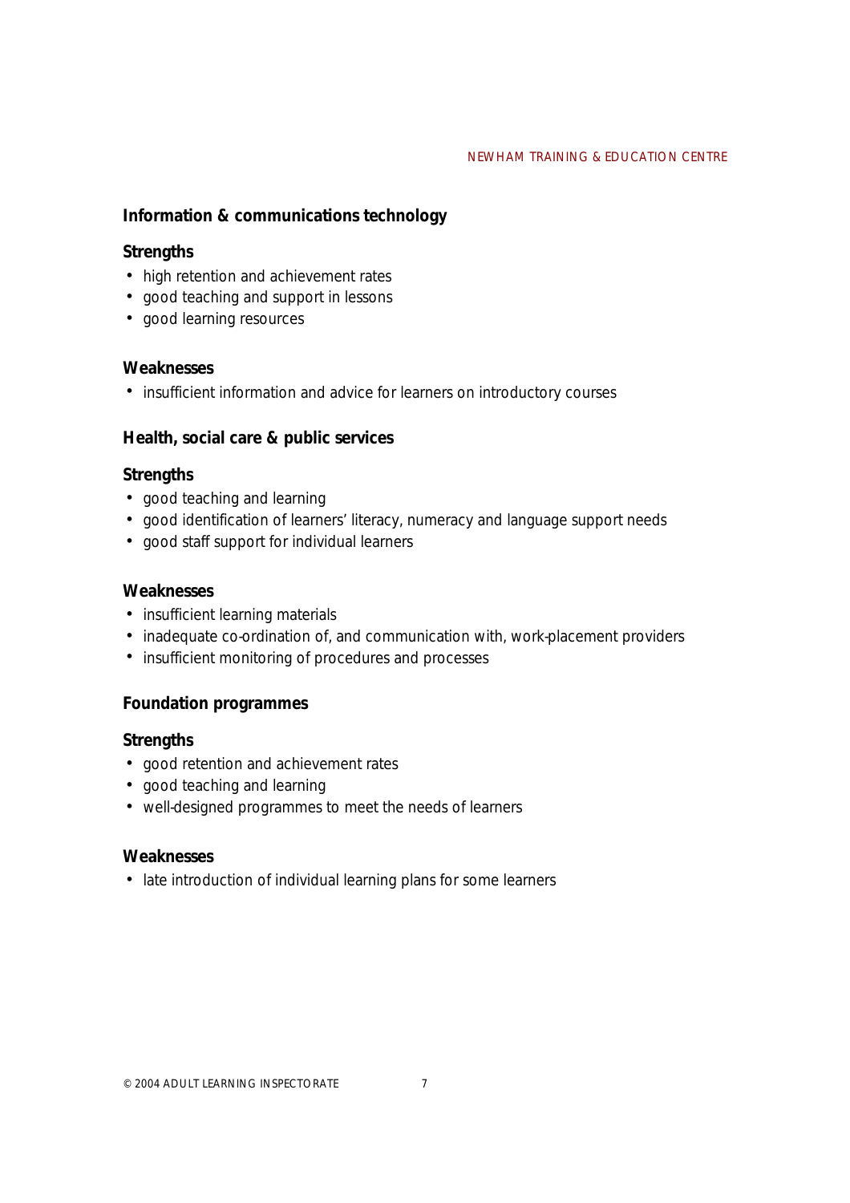### Information & communications technology

#### Strengths

- high retention and achievement rates
- good teaching and support in lessons
- good learning resources

#### Weaknesses

- insufficient information and advice for learners on introductory courses

### Health, social care & public services

#### Strengths

- good teaching and learning
- good identification of learners' literacy, numeracy and language support needs
- good staff support for individual learners

#### Weaknesses

- insufficient learning materials
- inadequate co-ordination of, and communication with, work-placement providers
- insufficient monitoring of procedures and processes

### Foundation programmes

#### Strengths

- good retention and achievement rates
- good teaching and learning
- well-designed programmes to meet the needs of learners

#### Weaknesses

- late introduction of individual learning plans for some learners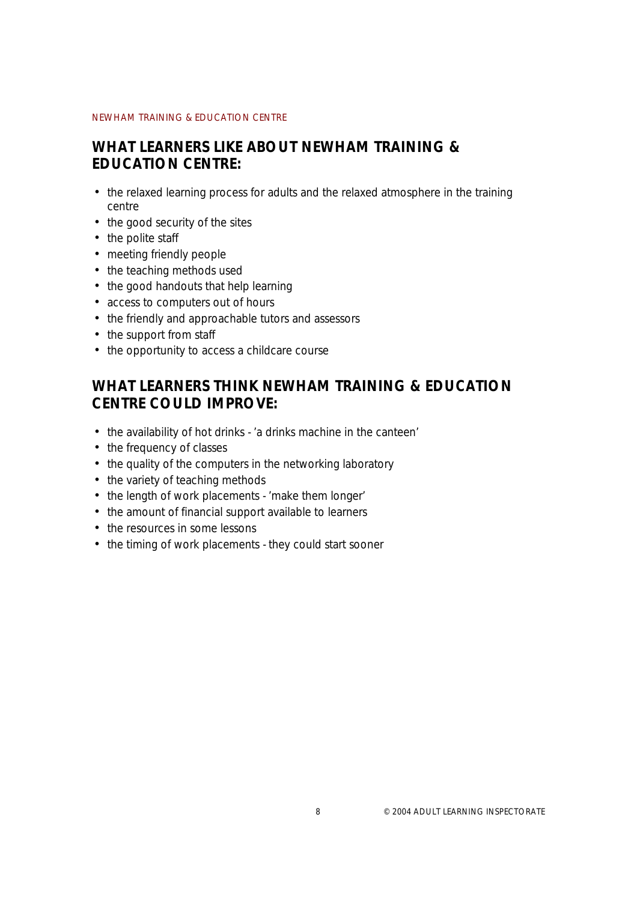## WHAT LEARNERS LIKE ABOUT NEWHAM TRAINING & EDUCATION CENTRE:

- the relaxed learning process for adults and the relaxed atmosphere in the training centre
- the good security of the sites
- the polite staff
- meeting friendly people
- the teaching methods used
- the good handouts that help learning
- access to computers out of hours
- the friendly and approachable tutors and assessors
- the support from staff
- the opportunity to access a childcare course

## WHAT LEARNERS THINK NEWHAM TRAINING & EDUCATION CENTRE COULD IMPROVE:

- the availability of hot drinks - 'a drinks machine in the canteen'
- the frequency of classes
- the quality of the computers in the networking laboratory
- the variety of teaching methods
- the length of work placements - 'make them longer'
- the amount of financial support available to learners
- the resources in some lessons
- the timing of work placements - they could start sooner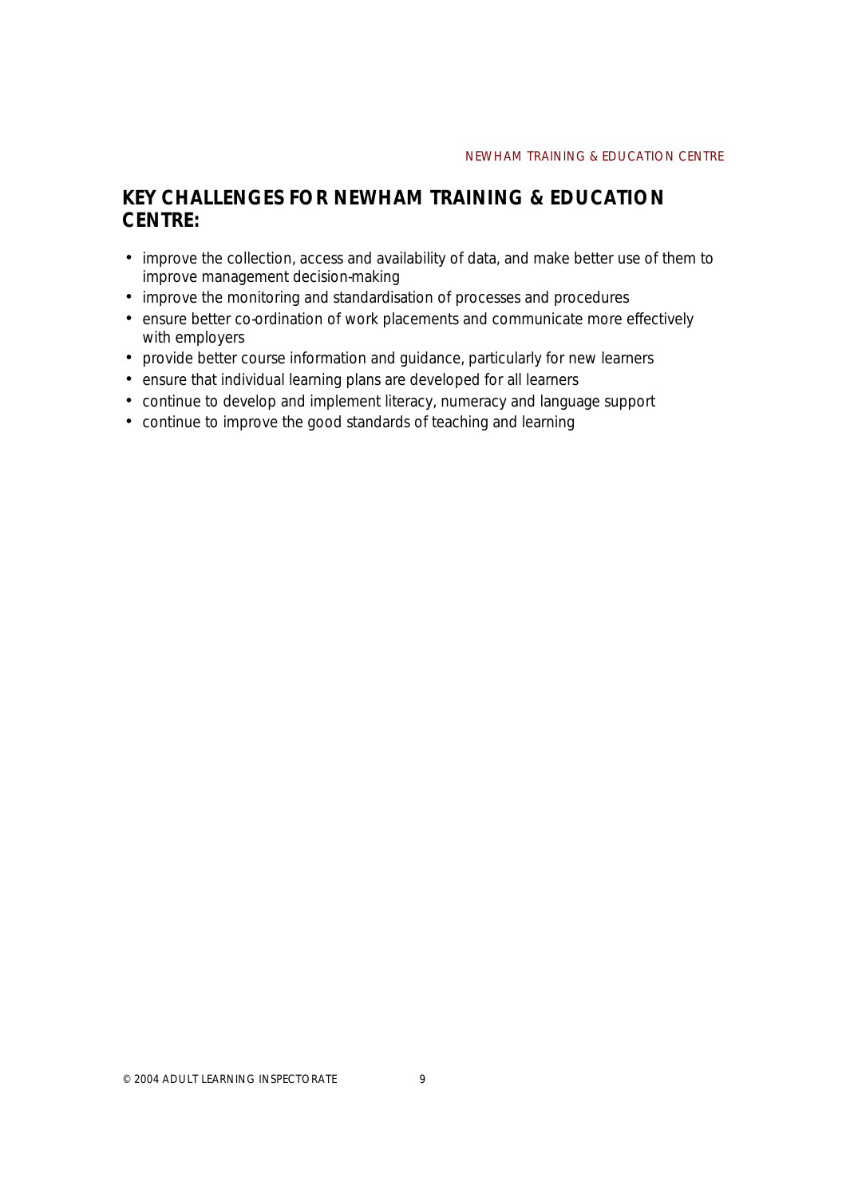## KEY CHALLENGES FOR NEWHAM TRAINING & EDUCATION CENTRE:

- improve the collection, access and availability of data, and make better use of them to improve management decision-making
- improve the monitoring and standardisation of processes and procedures
- ensure better co-ordination of work placements and communicate more effectively with employers
- provide better course information and guidance, particularly for new learners
- ensure that individual learning plans are developed for all learners
- continue to develop and implement literacy, numeracy and language support
- continue to improve the good standards of teaching and learning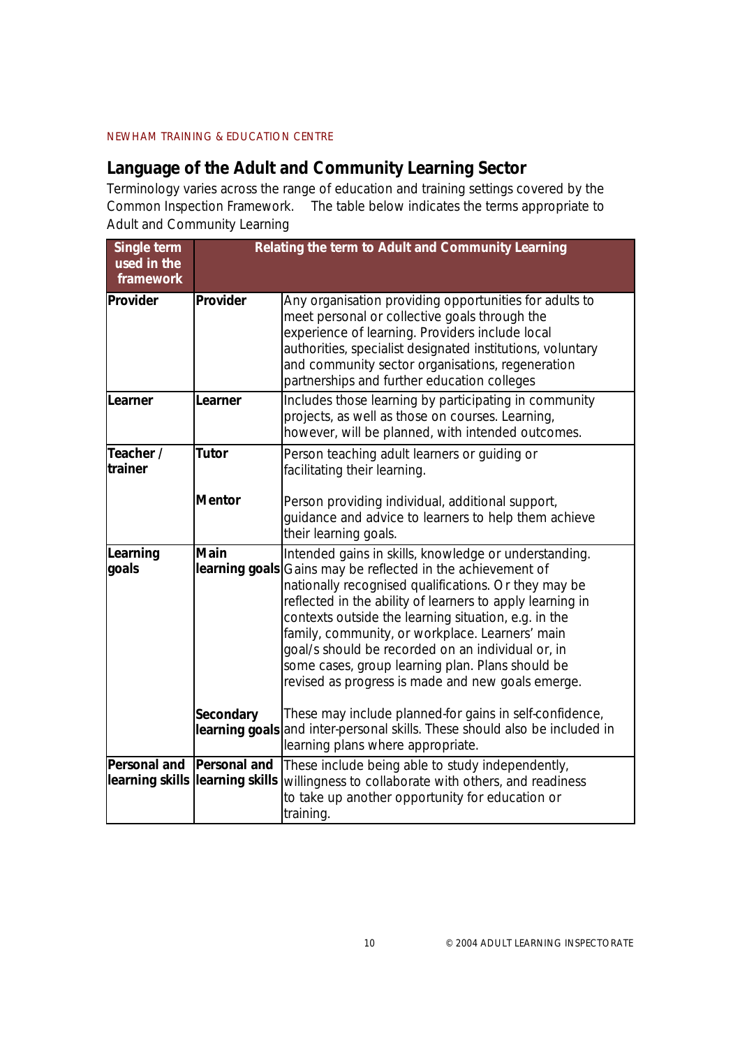## Language of the Adult and Community Learning Sector

Terminology varies across the range of education and training settings covered by the Common Inspection Framework. The table below indicates the terms appropriate to Adult and Community Learning

| Single term used in the framework | Relating the term to Adult and Community Learning | |
|---|---|---|
| **Provider** | **Provider** | Any organisation providing opportunities for adults to meet personal or collective goals through the experience of learning. Providers include local authorities, specialist designated institutions, voluntary and community sector organisations, regeneration partnerships and further education colleges |
| **Learner** | **Learner** | Includes those learning by participating in community projects, as well as those on courses. Learning, however, will be planned, with intended outcomes. |
| **Teacher / trainer** | **Tutor** | Person teaching adult learners or guiding or facilitating their learning. |
| | **Mentor** | Person providing individual, additional support, guidance and advice to learners to help them achieve their learning goals. |
| **Learning goals** | **Main learning goals** | Intended gains in skills, knowledge or understanding. Gains may be reflected in the achievement of nationally recognised qualifications. Or they may be reflected in the ability of learners to apply learning in contexts outside the learning situation, e.g. in the family, community, or workplace. Learners' main goal/s should be recorded on an individual or, in some cases, group learning plan. Plans should be revised as progress is made and new goals emerge. |
| | **Secondary learning goals** | These may include planned-for gains in self-confidence, and inter-personal skills. These should also be included in learning plans where appropriate. |
| **Personal and learning skills** | **Personal and learning skills** | These include being able to study independently, willingness to collaborate with others, and readiness to take up another opportunity for education or training. |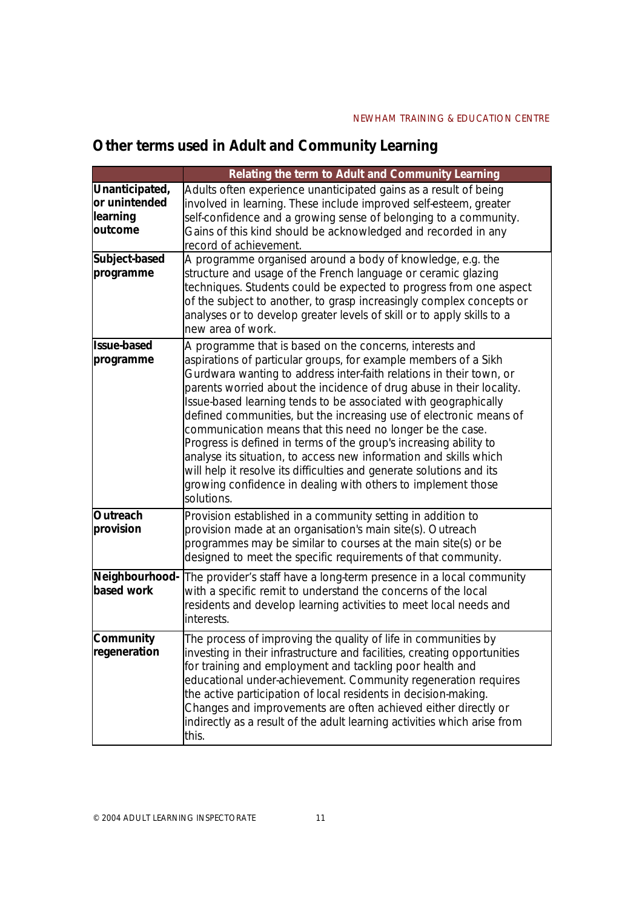## Other terms used in Adult and Community Learning

| | Relating the term to Adult and Community Learning |
|---|---|
| **Unanticipated, or unintended learning outcome** | Adults often experience unanticipated gains as a result of being involved in learning. These include improved self-esteem, greater self-confidence and a growing sense of belonging to a community. Gains of this kind should be acknowledged and recorded in any record of achievement. |
| **Subject-based programme** | A programme organised around a body of knowledge, e.g. the structure and usage of the French language or ceramic glazing techniques. Students could be expected to progress from one aspect of the subject to another, to grasp increasingly complex concepts or analyses or to develop greater levels of skill or to apply skills to a new area of work. |
| **Issue-based programme** | A programme that is based on the concerns, interests and aspirations of particular groups, for example members of a Sikh Gurdwara wanting to address inter-faith relations in their town, or parents worried about the incidence of drug abuse in their locality. Issue-based learning tends to be associated with geographically defined communities, but the increasing use of electronic means of communication means that this need no longer be the case. Progress is defined in terms of the group's increasing ability to analyse its situation, to access new information and skills which will help it resolve its difficulties and generate solutions and its growing confidence in dealing with others to implement those solutions. |
| **Outreach provision** | Provision established in a community setting in addition to provision made at an organisation's main site(s). Outreach programmes may be similar to courses at the main site(s) or be designed to meet the specific requirements of that community. |
| **Neighbourhood-based work** | The provider's staff have a long-term presence in a local community with a specific remit to understand the concerns of the local residents and develop learning activities to meet local needs and interests. |
| **Community regeneration** | The process of improving the quality of life in communities by investing in their infrastructure and facilities, creating opportunities for training and employment and tackling poor health and educational under-achievement. Community regeneration requires the active participation of local residents in decision-making. Changes and improvements are often achieved either directly or indirectly as a result of the adult learning activities which arise from this. |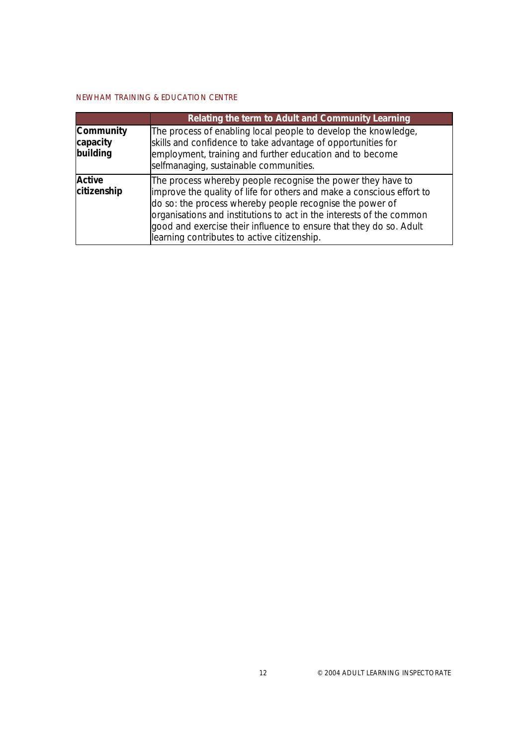| | Relating the term to Adult and Community Learning |
|---|---|
| **Community capacity building** | The process of enabling local people to develop the knowledge, skills and confidence to take advantage of opportunities for employment, training and further education and to become selfmanaging, sustainable communities. |
| **Active citizenship** | The process whereby people recognise the power they have to improve the quality of life for others and make a conscious effort to do so: the process whereby people recognise the power of organisations and institutions to act in the interests of the common good and exercise their influence to ensure that they do so. Adult learning contributes to active citizenship. |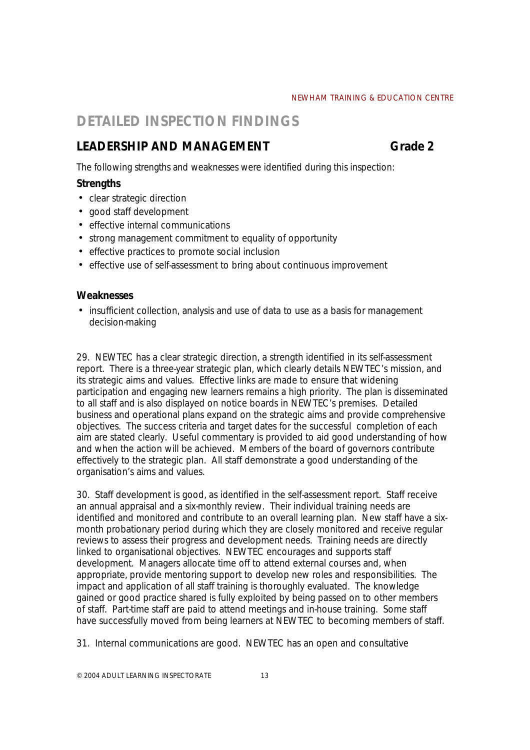# DETAILED INSPECTION FINDINGS

## LEADERSHIP AND MANAGEMENT Grade 2

The following strengths and weaknesses were identified during this inspection:

### Strengths

- clear strategic direction
- good staff development
- effective internal communications
- strong management commitment to equality of opportunity
- effective practices to promote social inclusion
- effective use of self-assessment to bring about continuous improvement

### Weaknesses

- insufficient collection, analysis and use of data to use as a basis for management decision-making

29. NEWTEC has a clear strategic direction, a strength identified in its self-assessment report. There is a three-year strategic plan, which clearly details NEWTEC's mission, and its strategic aims and values. Effective links are made to ensure that widening participation and engaging new learners remains a high priority. The plan is disseminated to all staff and is also displayed on notice boards in NEWTEC's premises. Detailed business and operational plans expand on the strategic aims and provide comprehensive objectives. The success criteria and target dates for the successful completion of each aim are stated clearly. Useful commentary is provided to aid good understanding of how and when the action will be achieved. Members of the board of governors contribute effectively to the strategic plan. All staff demonstrate a good understanding of the organisation's aims and values.

30. Staff development is good, as identified in the self-assessment report. Staff receive an annual appraisal and a six-monthly review. Their individual training needs are identified and monitored and contribute to an overall learning plan. New staff have a six-month probationary period during which they are closely monitored and receive regular reviews to assess their progress and development needs. Training needs are directly linked to organisational objectives. NEWTEC encourages and supports staff development. Managers allocate time off to attend external courses and, when appropriate, provide mentoring support to develop new roles and responsibilities. The impact and application of all staff training is thoroughly evaluated. The knowledge gained or good practice shared is fully exploited by being passed on to other members of staff. Part-time staff are paid to attend meetings and in-house training. Some staff have successfully moved from being learners at NEWTEC to becoming members of staff.

31. Internal communications are good. NEWTEC has an open and consultative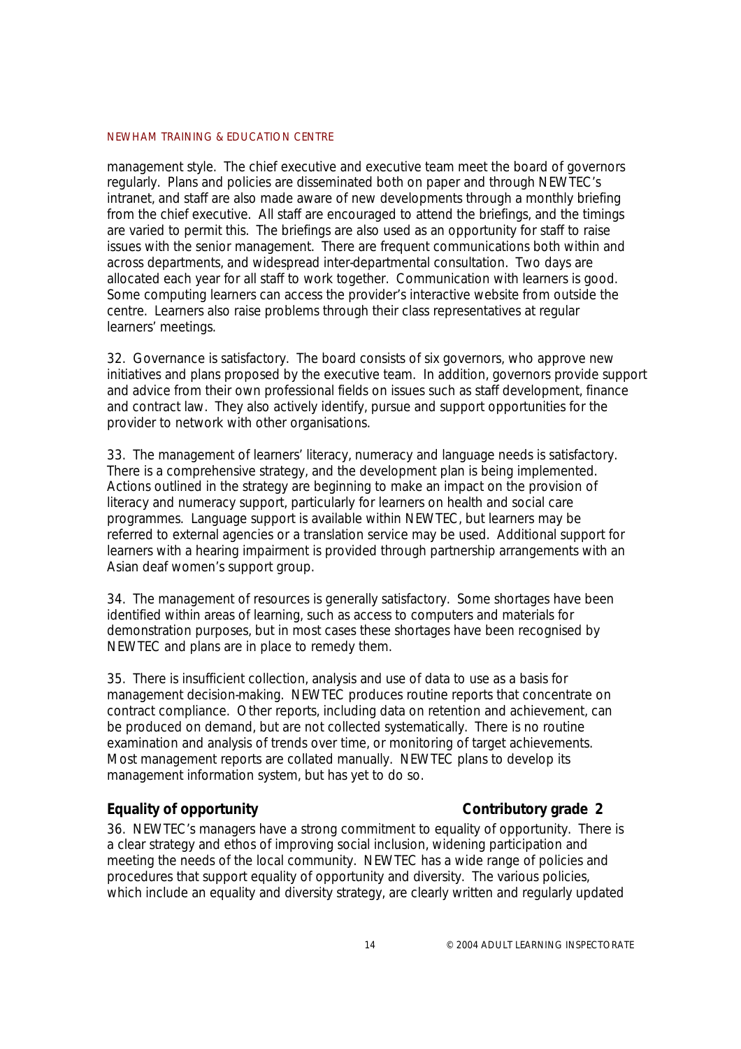management style. The chief executive and executive team meet the board of governors regularly. Plans and policies are disseminated both on paper and through NEWTEC's intranet, and staff are also made aware of new developments through a monthly briefing from the chief executive. All staff are encouraged to attend the briefings, and the timings are varied to permit this. The briefings are also used as an opportunity for staff to raise issues with the senior management. There are frequent communications both within and across departments, and widespread inter-departmental consultation. Two days are allocated each year for all staff to work together. Communication with learners is good. Some computing learners can access the provider's interactive website from outside the centre. Learners also raise problems through their class representatives at regular learners' meetings.

32. Governance is satisfactory. The board consists of six governors, who approve new initiatives and plans proposed by the executive team. In addition, governors provide support and advice from their own professional fields on issues such as staff development, finance and contract law. They also actively identify, pursue and support opportunities for the provider to network with other organisations.

33. The management of learners' literacy, numeracy and language needs is satisfactory. There is a comprehensive strategy, and the development plan is being implemented. Actions outlined in the strategy are beginning to make an impact on the provision of literacy and numeracy support, particularly for learners on health and social care programmes. Language support is available within NEWTEC, but learners may be referred to external agencies or a translation service may be used. Additional support for learners with a hearing impairment is provided through partnership arrangements with an Asian deaf women's support group.

34. The management of resources is generally satisfactory. Some shortages have been identified within areas of learning, such as access to computers and materials for demonstration purposes, but in most cases these shortages have been recognised by NEWTEC and plans are in place to remedy them.

35. There is insufficient collection, analysis and use of data to use as a basis for management decision-making. NEWTEC produces routine reports that concentrate on contract compliance. Other reports, including data on retention and achievement, can be produced on demand, but are not collected systematically. There is no routine examination and analysis of trends over time, or monitoring of target achievements. Most management reports are collated manually. NEWTEC plans to develop its management information system, but has yet to do so.

**Equality of opportunity** **Contributory grade 2**

36. NEWTEC's managers have a strong commitment to equality of opportunity. There is a clear strategy and ethos of improving social inclusion, widening participation and meeting the needs of the local community. NEWTEC has a wide range of policies and procedures that support equality of opportunity and diversity. The various policies, which include an equality and diversity strategy, are clearly written and regularly updated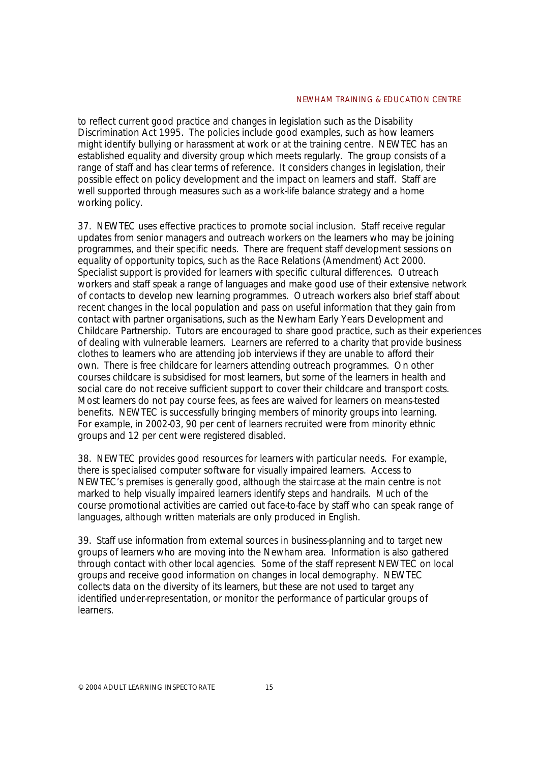to reflect current good practice and changes in legislation such as the Disability Discrimination Act 1995. The policies include good examples, such as how learners might identify bullying or harassment at work or at the training centre. NEWTEC has an established equality and diversity group which meets regularly. The group consists of a range of staff and has clear terms of reference. It considers changes in legislation, their possible effect on policy development and the impact on learners and staff. Staff are well supported through measures such as a work-life balance strategy and a home working policy.

37. NEWTEC uses effective practices to promote social inclusion. Staff receive regular updates from senior managers and outreach workers on the learners who may be joining programmes, and their specific needs. There are frequent staff development sessions on equality of opportunity topics, such as the Race Relations (Amendment) Act 2000. Specialist support is provided for learners with specific cultural differences. Outreach workers and staff speak a range of languages and make good use of their extensive network of contacts to develop new learning programmes. Outreach workers also brief staff about recent changes in the local population and pass on useful information that they gain from contact with partner organisations, such as the Newham Early Years Development and Childcare Partnership. Tutors are encouraged to share good practice, such as their experiences of dealing with vulnerable learners. Learners are referred to a charity that provide business clothes to learners who are attending job interviews if they are unable to afford their own. There is free childcare for learners attending outreach programmes. On other courses childcare is subsidised for most learners, but some of the learners in health and social care do not receive sufficient support to cover their childcare and transport costs. Most learners do not pay course fees, as fees are waived for learners on means-tested benefits. NEWTEC is successfully bringing members of minority groups into learning. For example, in 2002-03, 90 per cent of learners recruited were from minority ethnic groups and 12 per cent were registered disabled.

38. NEWTEC provides good resources for learners with particular needs. For example, there is specialised computer software for visually impaired learners. Access to NEWTEC's premises is generally good, although the staircase at the main centre is not marked to help visually impaired learners identify steps and handrails. Much of the course promotional activities are carried out face-to-face by staff who can speak range of languages, although written materials are only produced in English.

39. Staff use information from external sources in business-planning and to target new groups of learners who are moving into the Newham area. Information is also gathered through contact with other local agencies. Some of the staff represent NEWTEC on local groups and receive good information on changes in local demography. NEWTEC collects data on the diversity of its learners, but these are not used to target any identified under-representation, or monitor the performance of particular groups of learners.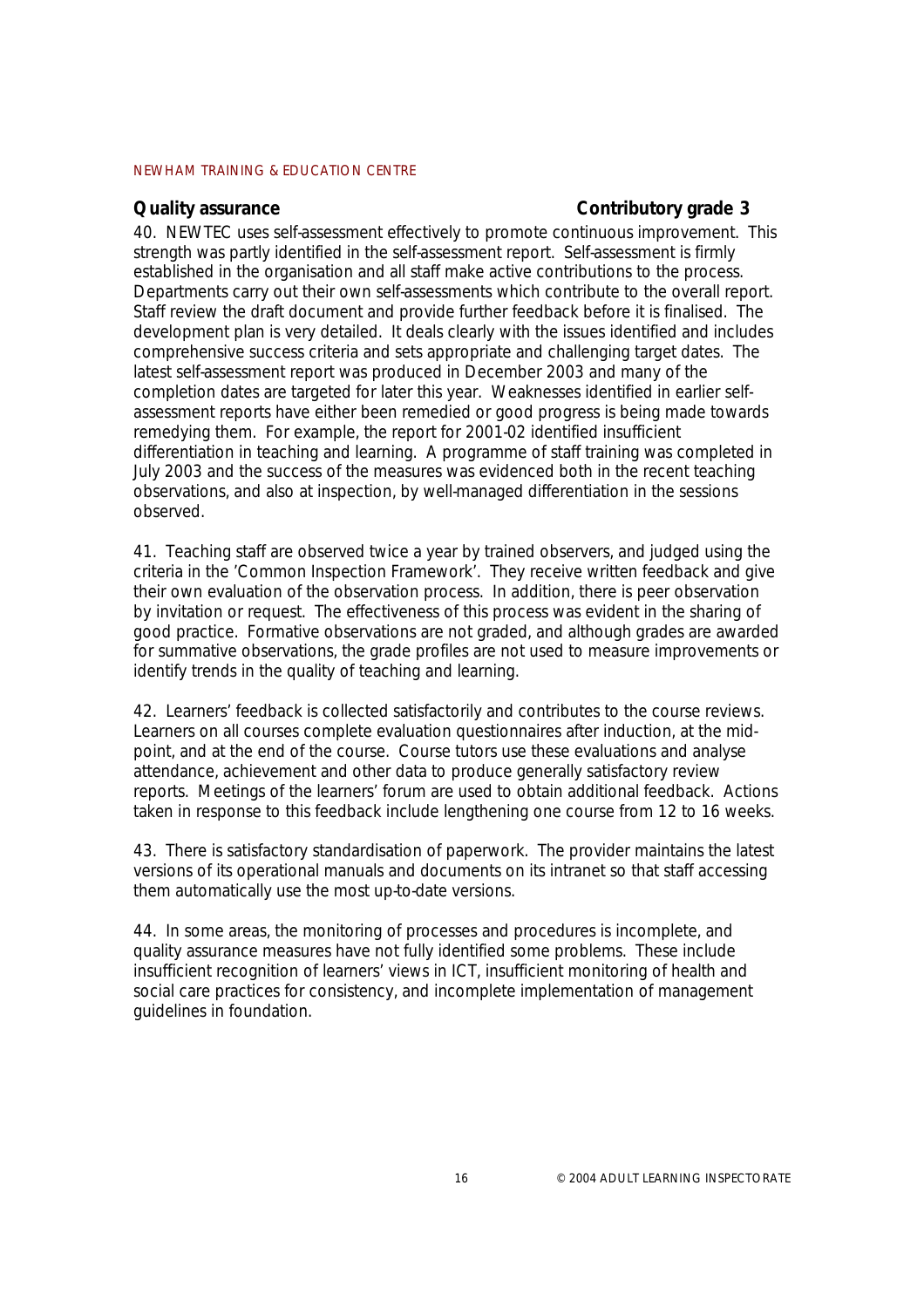**Quality assurance** **Contributory grade 3**

40. NEWTEC uses self-assessment effectively to promote continuous improvement. This strength was partly identified in the self-assessment report. Self-assessment is firmly established in the organisation and all staff make active contributions to the process. Departments carry out their own self-assessments which contribute to the overall report. Staff review the draft document and provide further feedback before it is finalised. The development plan is very detailed. It deals clearly with the issues identified and includes comprehensive success criteria and sets appropriate and challenging target dates. The latest self-assessment report was produced in December 2003 and many of the completion dates are targeted for later this year. Weaknesses identified in earlier self-assessment reports have either been remedied or good progress is being made towards remedying them. For example, the report for 2001-02 identified insufficient differentiation in teaching and learning. A programme of staff training was completed in July 2003 and the success of the measures was evidenced both in the recent teaching observations, and also at inspection, by well-managed differentiation in the sessions observed.

41. Teaching staff are observed twice a year by trained observers, and judged using the criteria in the 'Common Inspection Framework'. They receive written feedback and give their own evaluation of the observation process. In addition, there is peer observation by invitation or request. The effectiveness of this process was evident in the sharing of good practice. Formative observations are not graded, and although grades are awarded for summative observations, the grade profiles are not used to measure improvements or identify trends in the quality of teaching and learning.

42. Learners' feedback is collected satisfactorily and contributes to the course reviews. Learners on all courses complete evaluation questionnaires after induction, at the mid-point, and at the end of the course. Course tutors use these evaluations and analyse attendance, achievement and other data to produce generally satisfactory review reports. Meetings of the learners' forum are used to obtain additional feedback. Actions taken in response to this feedback include lengthening one course from 12 to 16 weeks.

43. There is satisfactory standardisation of paperwork. The provider maintains the latest versions of its operational manuals and documents on its intranet so that staff accessing them automatically use the most up-to-date versions.

44. In some areas, the monitoring of processes and procedures is incomplete, and quality assurance measures have not fully identified some problems. These include insufficient recognition of learners' views in ICT, insufficient monitoring of health and social care practices for consistency, and incomplete implementation of management guidelines in foundation.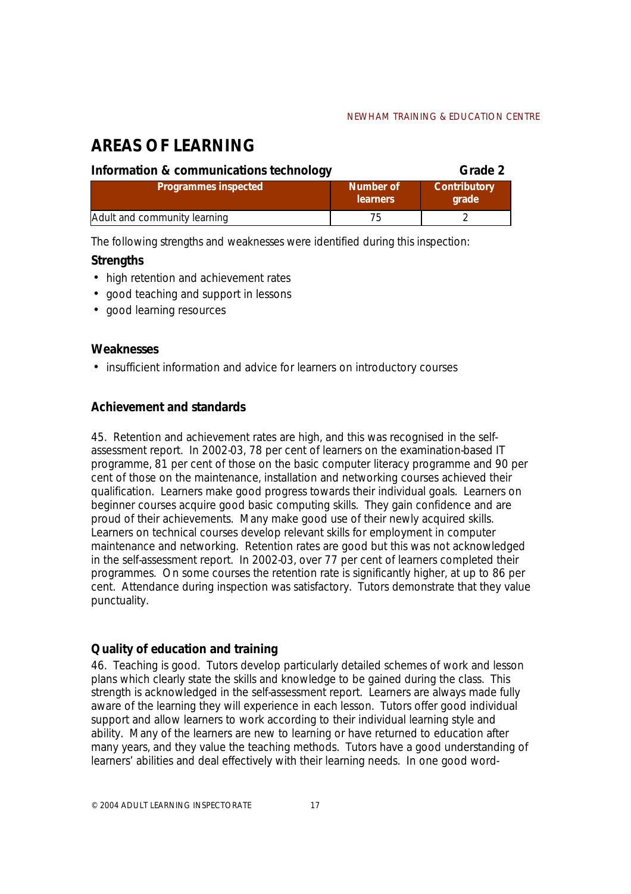# AREAS OF LEARNING

## Information & communications technology — Grade 2

| Programmes inspected | Number of learners | Contributory grade |
|---|---|---|
| Adult and community learning | 75 | 2 |

The following strengths and weaknesses were identified during this inspection:

### Strengths

- high retention and achievement rates
- good teaching and support in lessons
- good learning resources

### Weaknesses

- insufficient information and advice for learners on introductory courses

### Achievement and standards

45. Retention and achievement rates are high, and this was recognised in the self-assessment report. In 2002-03, 78 per cent of learners on the examination-based IT programme, 81 per cent of those on the basic computer literacy programme and 90 per cent of those on the maintenance, installation and networking courses achieved their qualification. Learners make good progress towards their individual goals. Learners on beginner courses acquire good basic computing skills. They gain confidence and are proud of their achievements. Many make good use of their newly acquired skills. Learners on technical courses develop relevant skills for employment in computer maintenance and networking. Retention rates are good but this was not acknowledged in the self-assessment report. In 2002-03, over 77 per cent of learners completed their programmes. On some courses the retention rate is significantly higher, at up to 86 per cent. Attendance during inspection was satisfactory. Tutors demonstrate that they value punctuality.

### Quality of education and training

46. Teaching is good. Tutors develop particularly detailed schemes of work and lesson plans which clearly state the skills and knowledge to be gained during the class. This strength is acknowledged in the self-assessment report. Learners are always made fully aware of the learning they will experience in each lesson. Tutors offer good individual support and allow learners to work according to their individual learning style and ability. Many of the learners are new to learning or have returned to education after many years, and they value the teaching methods. Tutors have a good understanding of learners' abilities and deal effectively with their learning needs. In one good word-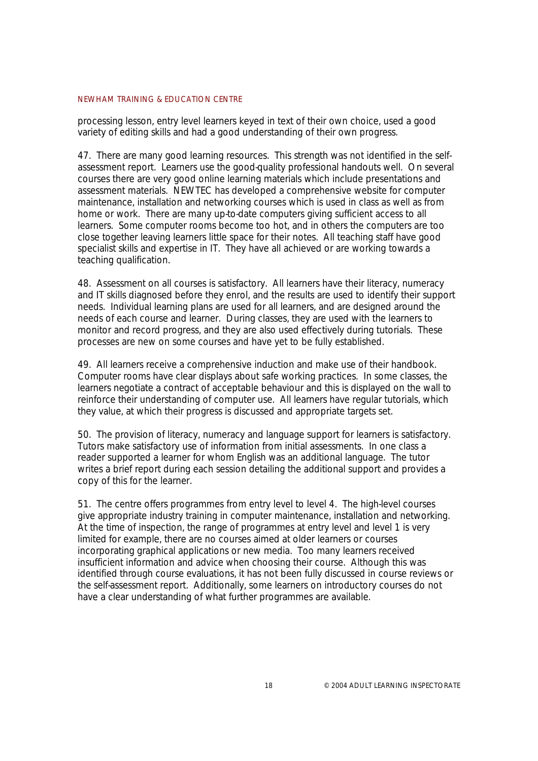processing lesson, entry level learners keyed in text of their own choice, used a good variety of editing skills and had a good understanding of their own progress.

47. There are many good learning resources. This strength was not identified in the self-assessment report. Learners use the good-quality professional handouts well. On several courses there are very good online learning materials which include presentations and assessment materials. NEWTEC has developed a comprehensive website for computer maintenance, installation and networking courses which is used in class as well as from home or work. There are many up-to-date computers giving sufficient access to all learners. Some computer rooms become too hot, and in others the computers are too close together leaving learners little space for their notes. All teaching staff have good specialist skills and expertise in IT. They have all achieved or are working towards a teaching qualification.

48. Assessment on all courses is satisfactory. All learners have their literacy, numeracy and IT skills diagnosed before they enrol, and the results are used to identify their support needs. Individual learning plans are used for all learners, and are designed around the needs of each course and learner. During classes, they are used with the learners to monitor and record progress, and they are also used effectively during tutorials. These processes are new on some courses and have yet to be fully established.

49. All learners receive a comprehensive induction and make use of their handbook. Computer rooms have clear displays about safe working practices. In some classes, the learners negotiate a contract of acceptable behaviour and this is displayed on the wall to reinforce their understanding of computer use. All learners have regular tutorials, which they value, at which their progress is discussed and appropriate targets set.

50. The provision of literacy, numeracy and language support for learners is satisfactory. Tutors make satisfactory use of information from initial assessments. In one class a reader supported a learner for whom English was an additional language. The tutor writes a brief report during each session detailing the additional support and provides a copy of this for the learner.

51. The centre offers programmes from entry level to level 4. The high-level courses give appropriate industry training in computer maintenance, installation and networking. At the time of inspection, the range of programmes at entry level and level 1 is very limited for example, there are no courses aimed at older learners or courses incorporating graphical applications or new media. Too many learners received insufficient information and advice when choosing their course. Although this was identified through course evaluations, it has not been fully discussed in course reviews or the self-assessment report. Additionally, some learners on introductory courses do not have a clear understanding of what further programmes are available.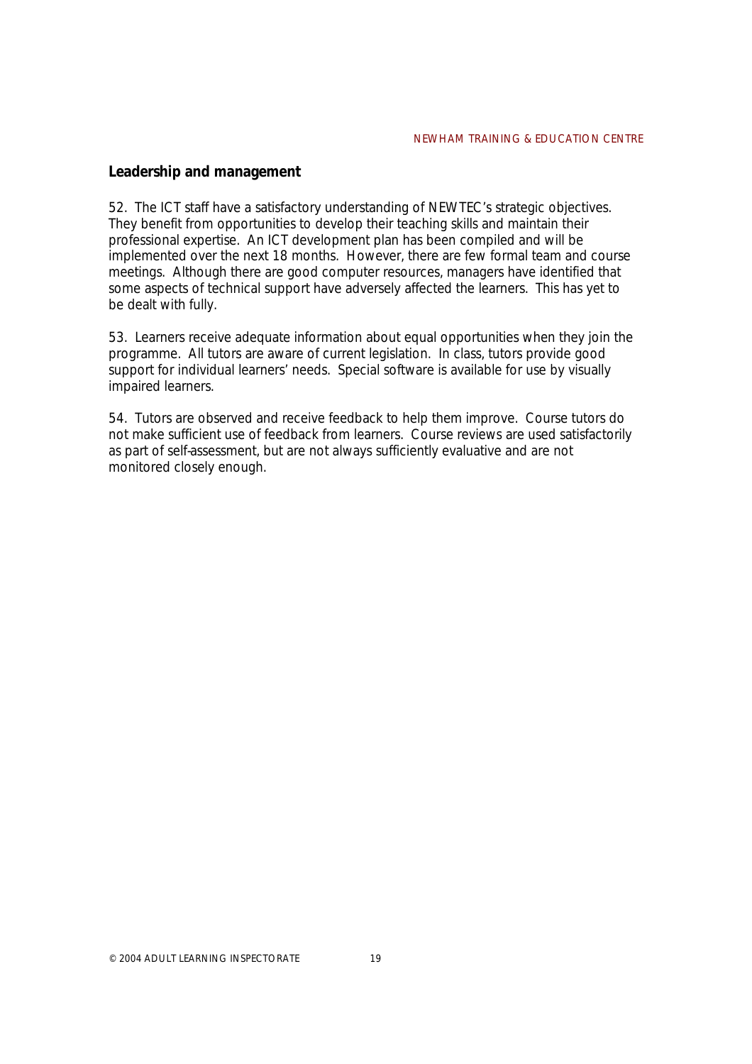### Leadership and management

52. The ICT staff have a satisfactory understanding of NEWTEC's strategic objectives. They benefit from opportunities to develop their teaching skills and maintain their professional expertise. An ICT development plan has been compiled and will be implemented over the next 18 months. However, there are few formal team and course meetings. Although there are good computer resources, managers have identified that some aspects of technical support have adversely affected the learners. This has yet to be dealt with fully.

53. Learners receive adequate information about equal opportunities when they join the programme. All tutors are aware of current legislation. In class, tutors provide good support for individual learners' needs. Special software is available for use by visually impaired learners.

54. Tutors are observed and receive feedback to help them improve. Course tutors do not make sufficient use of feedback from learners. Course reviews are used satisfactorily as part of self-assessment, but are not always sufficiently evaluative and are not monitored closely enough.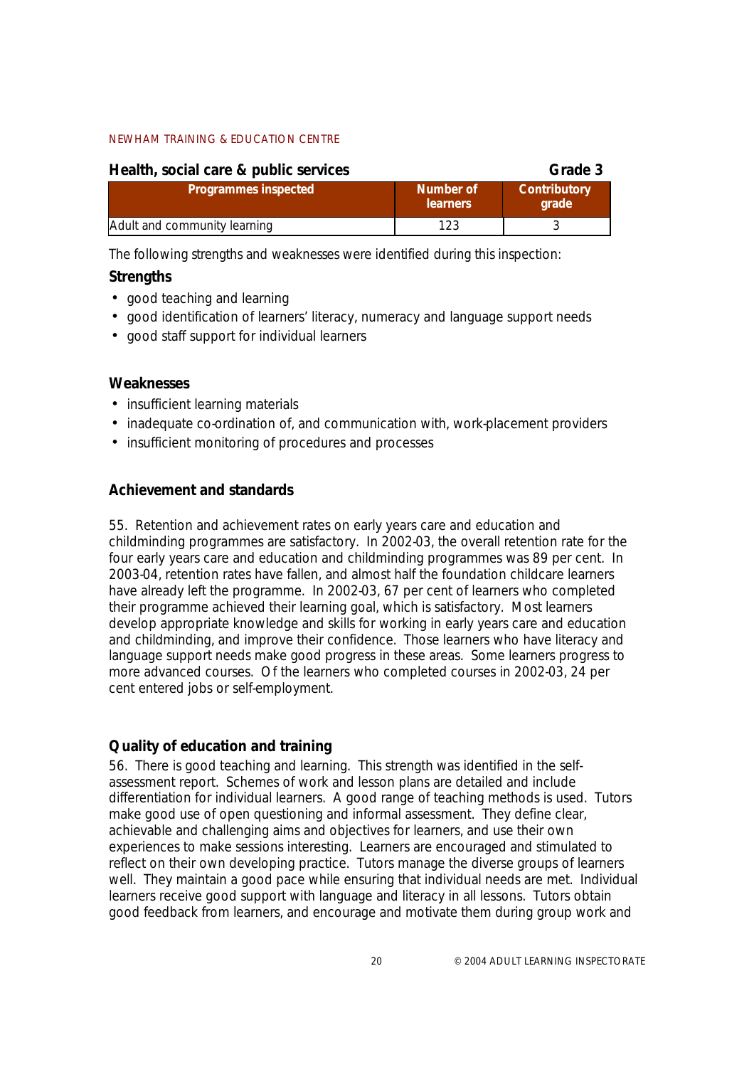## Health, social care & public services — Grade 3

| Programmes inspected | Number of learners | Contributory grade |
|---|---|---|
| Adult and community learning | 123 | 3 |

The following strengths and weaknesses were identified during this inspection:

### Strengths

- good teaching and learning
- good identification of learners' literacy, numeracy and language support needs
- good staff support for individual learners

### Weaknesses

- insufficient learning materials
- inadequate co-ordination of, and communication with, work-placement providers
- insufficient monitoring of procedures and processes

### Achievement and standards

55. Retention and achievement rates on early years care and education and childminding programmes are satisfactory. In 2002-03, the overall retention rate for the four early years care and education and childminding programmes was 89 per cent. In 2003-04, retention rates have fallen, and almost half the foundation childcare learners have already left the programme. In 2002-03, 67 per cent of learners who completed their programme achieved their learning goal, which is satisfactory. Most learners develop appropriate knowledge and skills for working in early years care and education and childminding, and improve their confidence. Those learners who have literacy and language support needs make good progress in these areas. Some learners progress to more advanced courses. Of the learners who completed courses in 2002-03, 24 per cent entered jobs or self-employment.

### Quality of education and training

56. There is good teaching and learning. This strength was identified in the self-assessment report. Schemes of work and lesson plans are detailed and include differentiation for individual learners. A good range of teaching methods is used. Tutors make good use of open questioning and informal assessment. They define clear, achievable and challenging aims and objectives for learners, and use their own experiences to make sessions interesting. Learners are encouraged and stimulated to reflect on their own developing practice. Tutors manage the diverse groups of learners well. They maintain a good pace while ensuring that individual needs are met. Individual learners receive good support with language and literacy in all lessons. Tutors obtain good feedback from learners, and encourage and motivate them during group work and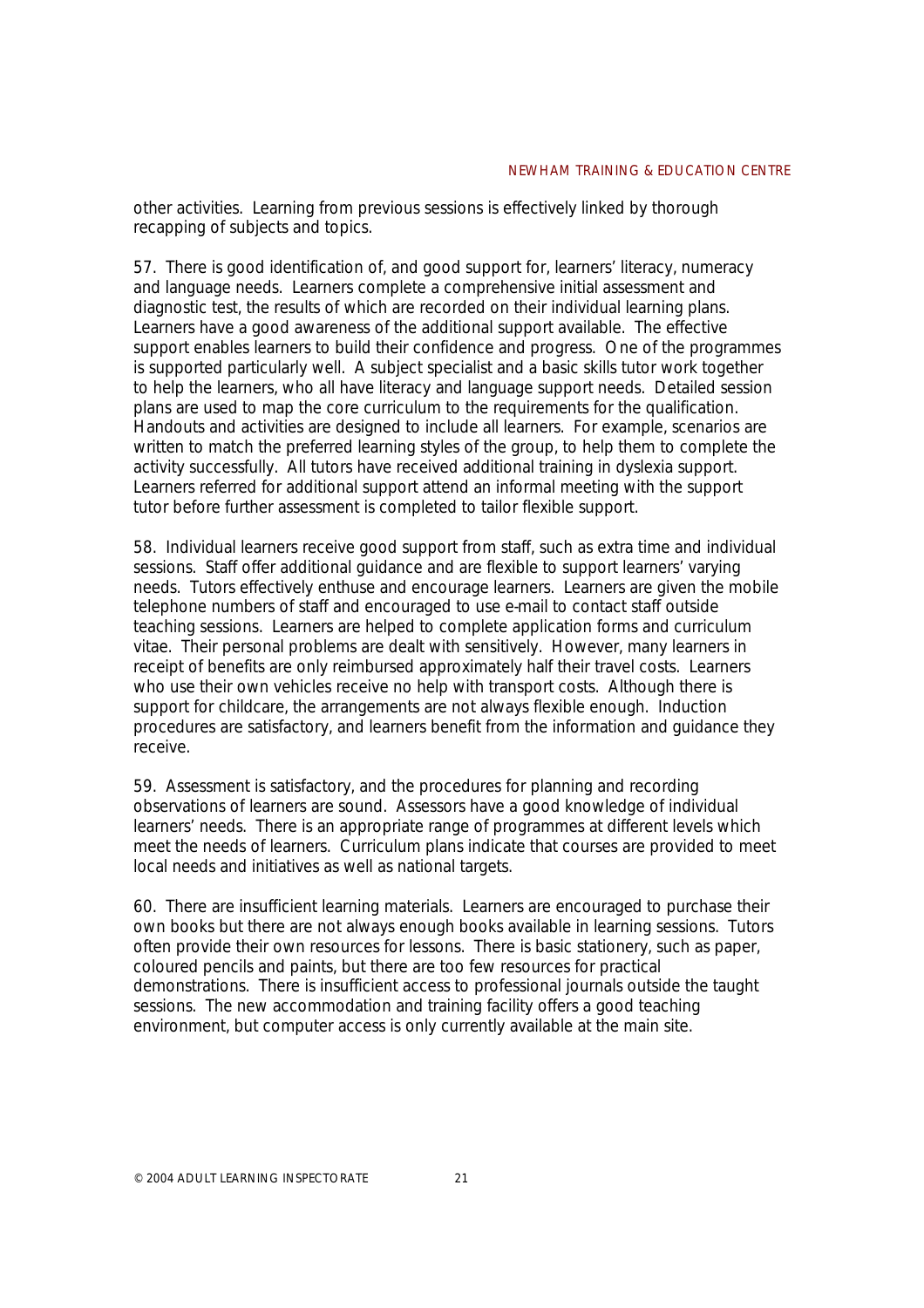other activities. Learning from previous sessions is effectively linked by thorough recapping of subjects and topics.

57. There is good identification of, and good support for, learners' literacy, numeracy and language needs. Learners complete a comprehensive initial assessment and diagnostic test, the results of which are recorded on their individual learning plans. Learners have a good awareness of the additional support available. The effective support enables learners to build their confidence and progress. One of the programmes is supported particularly well. A subject specialist and a basic skills tutor work together to help the learners, who all have literacy and language support needs. Detailed session plans are used to map the core curriculum to the requirements for the qualification. Handouts and activities are designed to include all learners. For example, scenarios are written to match the preferred learning styles of the group, to help them to complete the activity successfully. All tutors have received additional training in dyslexia support. Learners referred for additional support attend an informal meeting with the support tutor before further assessment is completed to tailor flexible support.

58. Individual learners receive good support from staff, such as extra time and individual sessions. Staff offer additional guidance and are flexible to support learners' varying needs. Tutors effectively enthuse and encourage learners. Learners are given the mobile telephone numbers of staff and encouraged to use e-mail to contact staff outside teaching sessions. Learners are helped to complete application forms and curriculum vitae. Their personal problems are dealt with sensitively. However, many learners in receipt of benefits are only reimbursed approximately half their travel costs. Learners who use their own vehicles receive no help with transport costs. Although there is support for childcare, the arrangements are not always flexible enough. Induction procedures are satisfactory, and learners benefit from the information and guidance they receive.

59. Assessment is satisfactory, and the procedures for planning and recording observations of learners are sound. Assessors have a good knowledge of individual learners' needs. There is an appropriate range of programmes at different levels which meet the needs of learners. Curriculum plans indicate that courses are provided to meet local needs and initiatives as well as national targets.

60. There are insufficient learning materials. Learners are encouraged to purchase their own books but there are not always enough books available in learning sessions. Tutors often provide their own resources for lessons. There is basic stationery, such as paper, coloured pencils and paints, but there are too few resources for practical demonstrations. There is insufficient access to professional journals outside the taught sessions. The new accommodation and training facility offers a good teaching environment, but computer access is only currently available at the main site.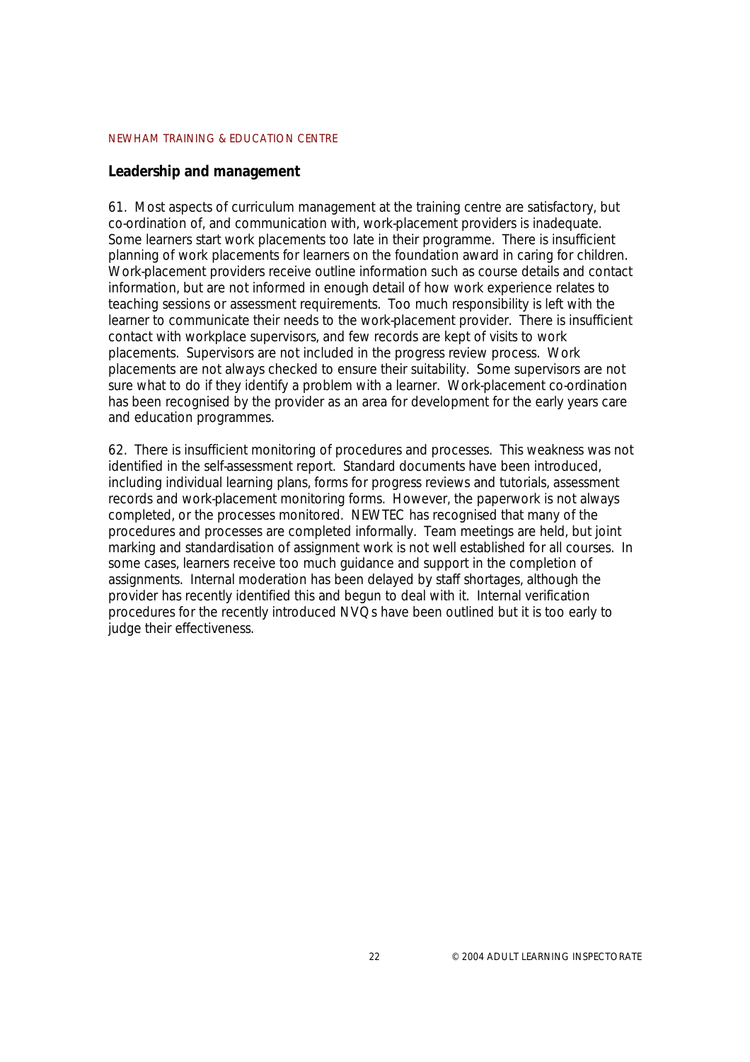## Leadership and management

61. Most aspects of curriculum management at the training centre are satisfactory, but co-ordination of, and communication with, work-placement providers is inadequate. Some learners start work placements too late in their programme. There is insufficient planning of work placements for learners on the foundation award in caring for children. Work-placement providers receive outline information such as course details and contact information, but are not informed in enough detail of how work experience relates to teaching sessions or assessment requirements. Too much responsibility is left with the learner to communicate their needs to the work-placement provider. There is insufficient contact with workplace supervisors, and few records are kept of visits to work placements. Supervisors are not included in the progress review process. Work placements are not always checked to ensure their suitability. Some supervisors are not sure what to do if they identify a problem with a learner. Work-placement co-ordination has been recognised by the provider as an area for development for the early years care and education programmes.

62. There is insufficient monitoring of procedures and processes. This weakness was not identified in the self-assessment report. Standard documents have been introduced, including individual learning plans, forms for progress reviews and tutorials, assessment records and work-placement monitoring forms. However, the paperwork is not always completed, or the processes monitored. NEWTEC has recognised that many of the procedures and processes are completed informally. Team meetings are held, but joint marking and standardisation of assignment work is not well established for all courses. In some cases, learners receive too much guidance and support in the completion of assignments. Internal moderation has been delayed by staff shortages, although the provider has recently identified this and begun to deal with it. Internal verification procedures for the recently introduced NVQs have been outlined but it is too early to judge their effectiveness.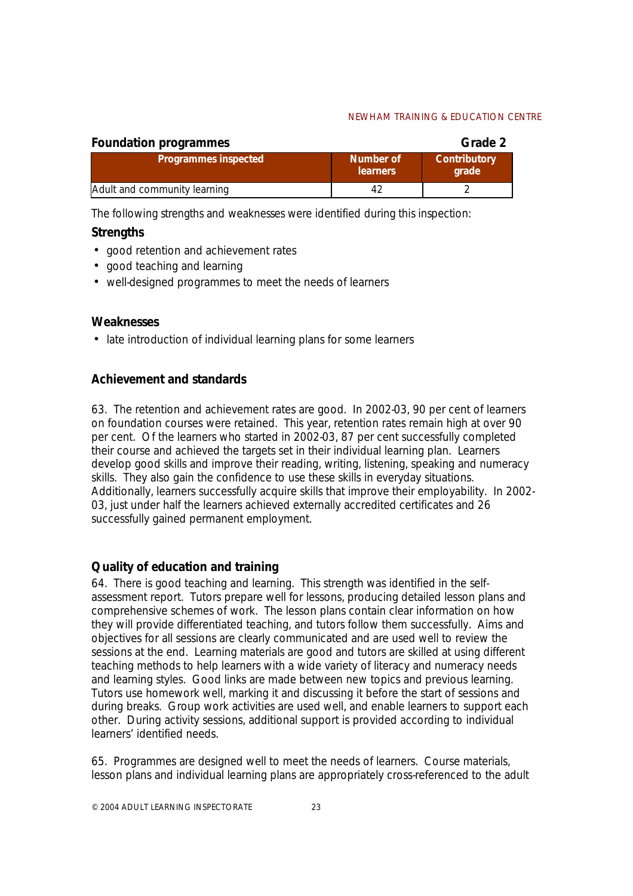## Foundation programmes **Grade 2**

| Programmes inspected | Number of learners | Contributory grade |
|---|---|---|
| Adult and community learning | 42 | 2 |

The following strengths and weaknesses were identified during this inspection:

### Strengths

- good retention and achievement rates
- good teaching and learning
- well-designed programmes to meet the needs of learners

### Weaknesses

- late introduction of individual learning plans for some learners

### Achievement and standards

63. The retention and achievement rates are good. In 2002-03, 90 per cent of learners on foundation courses were retained. This year, retention rates remain high at over 90 per cent. Of the learners who started in 2002-03, 87 per cent successfully completed their course and achieved the targets set in their individual learning plan. Learners develop good skills and improve their reading, writing, listening, speaking and numeracy skills. They also gain the confidence to use these skills in everyday situations. Additionally, learners successfully acquire skills that improve their employability. In 2002-03, just under half the learners achieved externally accredited certificates and 26 successfully gained permanent employment.

### Quality of education and training

64. There is good teaching and learning. This strength was identified in the self-assessment report. Tutors prepare well for lessons, producing detailed lesson plans and comprehensive schemes of work. The lesson plans contain clear information on how they will provide differentiated teaching, and tutors follow them successfully. Aims and objectives for all sessions are clearly communicated and are used well to review the sessions at the end. Learning materials are good and tutors are skilled at using different teaching methods to help learners with a wide variety of literacy and numeracy needs and learning styles. Good links are made between new topics and previous learning. Tutors use homework well, marking it and discussing it before the start of sessions and during breaks. Group work activities are used well, and enable learners to support each other. During activity sessions, additional support is provided according to individual learners' identified needs.

65. Programmes are designed well to meet the needs of learners. Course materials, lesson plans and individual learning plans are appropriately cross-referenced to the adult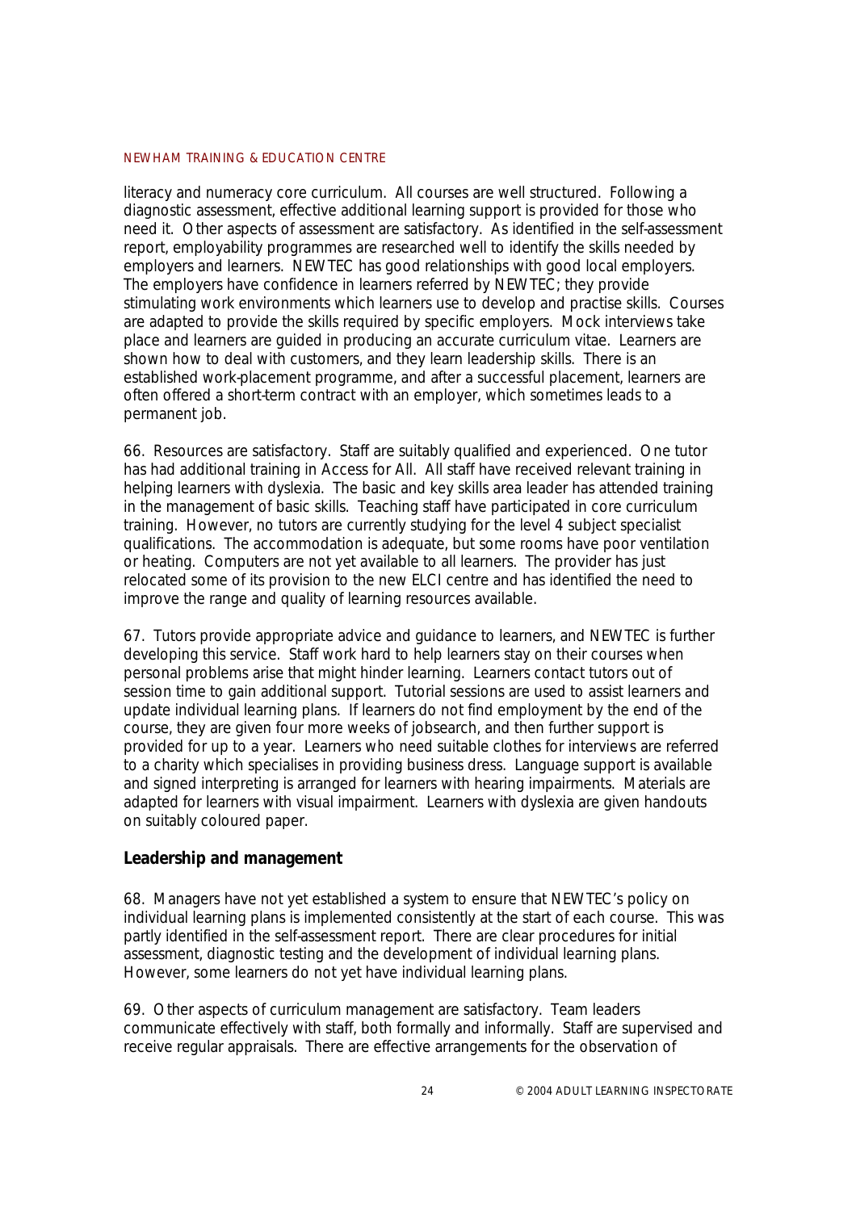literacy and numeracy core curriculum. All courses are well structured. Following a diagnostic assessment, effective additional learning support is provided for those who need it. Other aspects of assessment are satisfactory. As identified in the self-assessment report, employability programmes are researched well to identify the skills needed by employers and learners. NEWTEC has good relationships with good local employers. The employers have confidence in learners referred by NEWTEC; they provide stimulating work environments which learners use to develop and practise skills. Courses are adapted to provide the skills required by specific employers. Mock interviews take place and learners are guided in producing an accurate curriculum vitae. Learners are shown how to deal with customers, and they learn leadership skills. There is an established work-placement programme, and after a successful placement, learners are often offered a short-term contract with an employer, which sometimes leads to a permanent job.

66. Resources are satisfactory. Staff are suitably qualified and experienced. One tutor has had additional training in Access for All. All staff have received relevant training in helping learners with dyslexia. The basic and key skills area leader has attended training in the management of basic skills. Teaching staff have participated in core curriculum training. However, no tutors are currently studying for the level 4 subject specialist qualifications. The accommodation is adequate, but some rooms have poor ventilation or heating. Computers are not yet available to all learners. The provider has just relocated some of its provision to the new ELCI centre and has identified the need to improve the range and quality of learning resources available.

67. Tutors provide appropriate advice and guidance to learners, and NEWTEC is further developing this service. Staff work hard to help learners stay on their courses when personal problems arise that might hinder learning. Learners contact tutors out of session time to gain additional support. Tutorial sessions are used to assist learners and update individual learning plans. If learners do not find employment by the end of the course, they are given four more weeks of jobsearch, and then further support is provided for up to a year. Learners who need suitable clothes for interviews are referred to a charity which specialises in providing business dress. Language support is available and signed interpreting is arranged for learners with hearing impairments. Materials are adapted for learners with visual impairment. Learners with dyslexia are given handouts on suitably coloured paper.

### Leadership and management

68. Managers have not yet established a system to ensure that NEWTEC's policy on individual learning plans is implemented consistently at the start of each course. This was partly identified in the self-assessment report. There are clear procedures for initial assessment, diagnostic testing and the development of individual learning plans. However, some learners do not yet have individual learning plans.

69. Other aspects of curriculum management are satisfactory. Team leaders communicate effectively with staff, both formally and informally. Staff are supervised and receive regular appraisals. There are effective arrangements for the observation of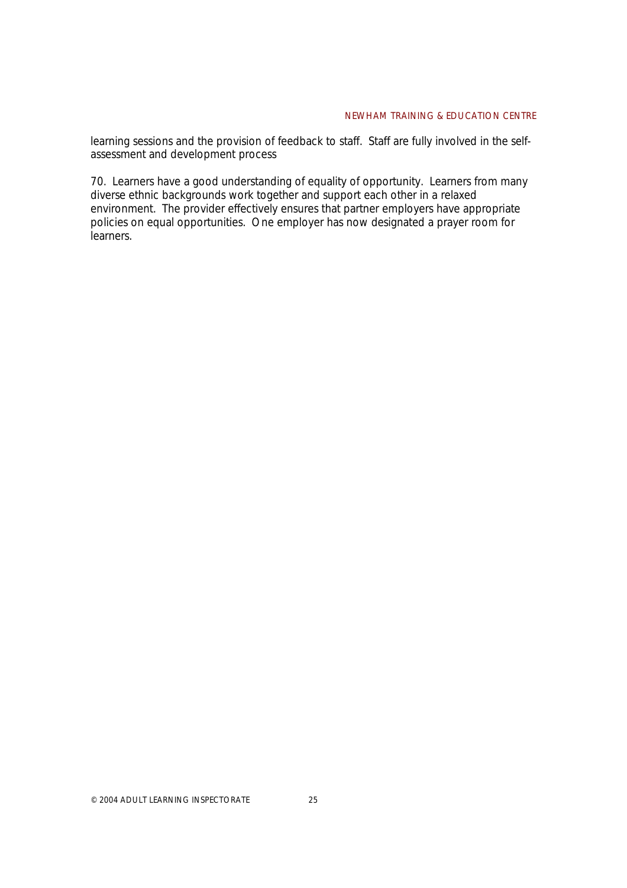learning sessions and the provision of feedback to staff. Staff are fully involved in the self-assessment and development process

70. Learners have a good understanding of equality of opportunity. Learners from many diverse ethnic backgrounds work together and support each other in a relaxed environment. The provider effectively ensures that partner employers have appropriate policies on equal opportunities. One employer has now designated a prayer room for learners.